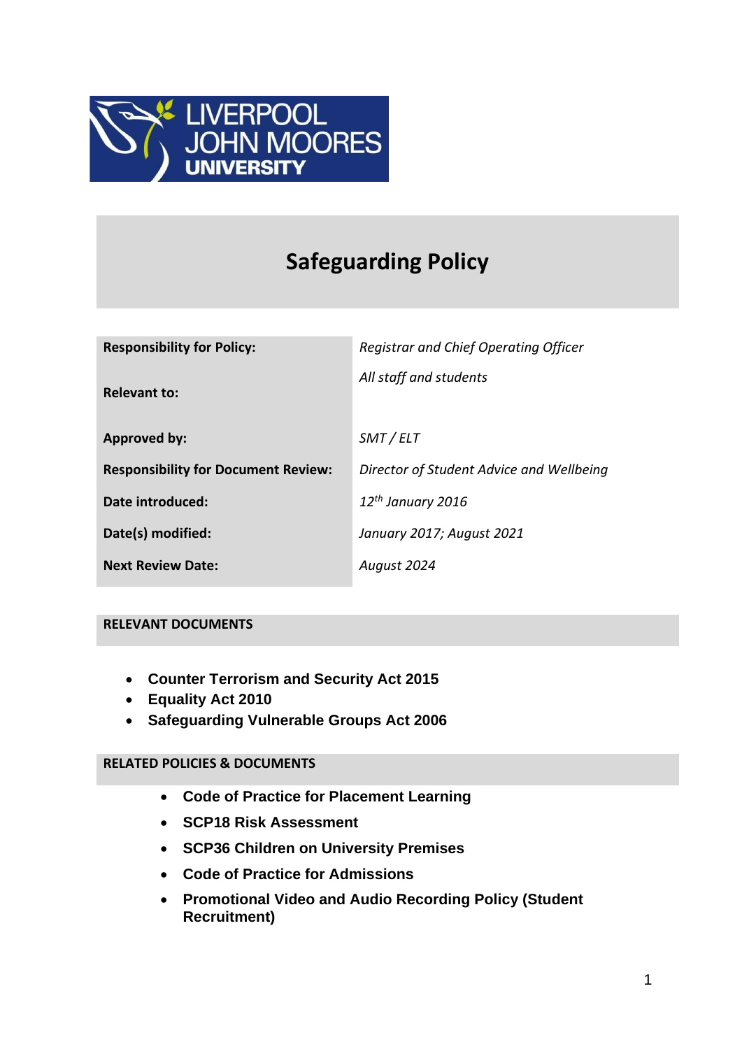LIVERPOOL JOHN MOORES UNIVERSITY

# Safeguarding Policy

| | |
|---|---|
| **Responsibility for Policy:** | *Registrar and Chief Operating Officer* |
| **Relevant to:** | *All staff and students* |
| **Approved by:** | *SMT / ELT* |
| **Responsibility for Document Review:** | *Director of Student Advice and Wellbeing* |
| **Date introduced:** | *12th January 2016* |
| **Date(s) modified:** | *January 2017; August 2021* |
| **Next Review Date:** | *August 2024* |

## RELEVANT DOCUMENTS

- **Counter Terrorism and Security Act 2015**
- **Equality Act 2010**
- **Safeguarding Vulnerable Groups Act 2006**

## RELATED POLICIES & DOCUMENTS

- **Code of Practice for Placement Learning**
- **SCP18 Risk Assessment**
- **SCP36 Children on University Premises**
- **Code of Practice for Admissions**
- **Promotional Video and Audio Recording Policy (Student Recruitment)**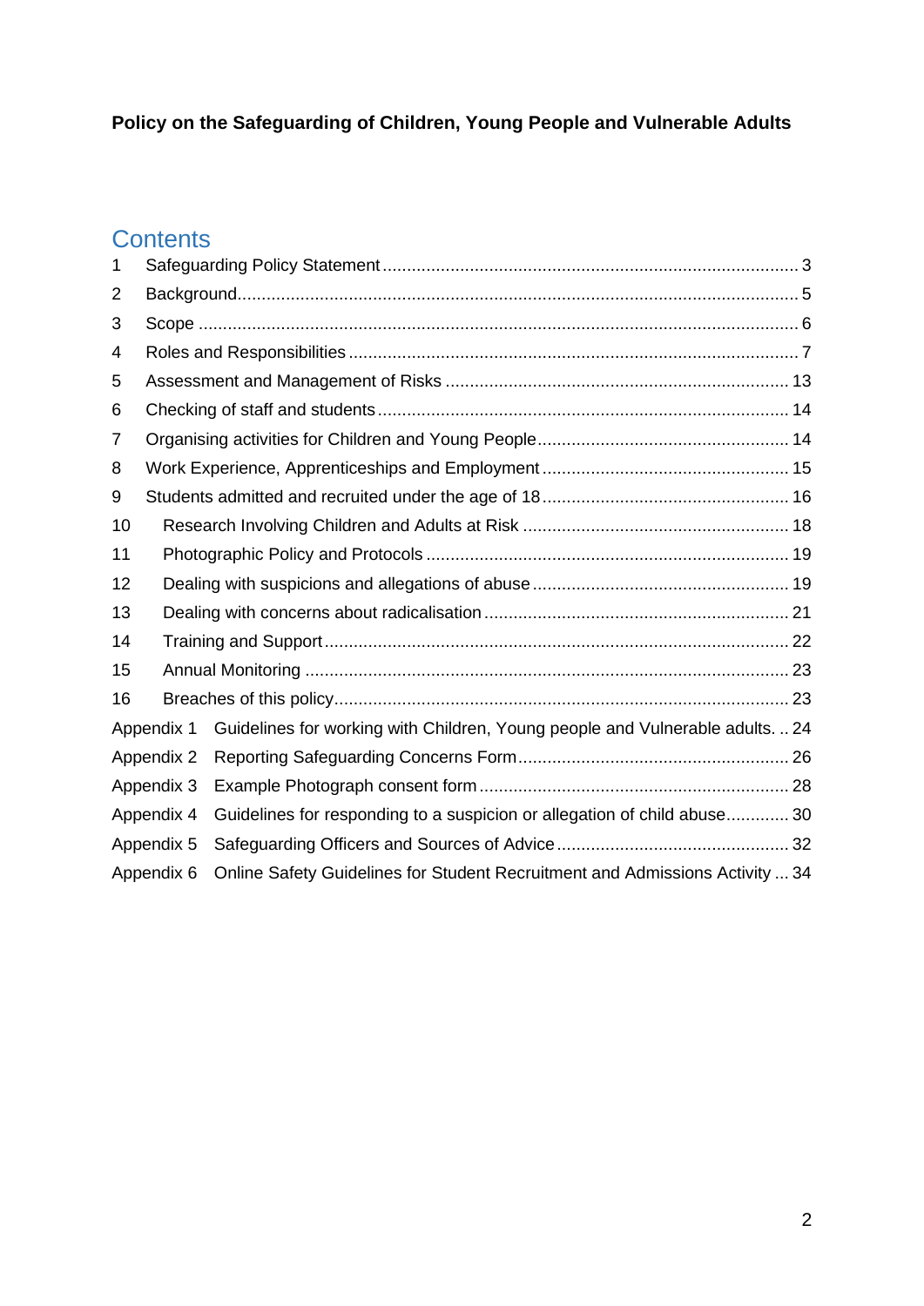**Policy on the Safeguarding of Children, Young People and Vulnerable Adults**

## Contents

1 Safeguarding Policy Statement ..... 3
2 Background ..... 5
3 Scope ..... 6
4 Roles and Responsibilities ..... 7
5 Assessment and Management of Risks ..... 13
6 Checking of staff and students ..... 14
7 Organising activities for Children and Young People ..... 14
8 Work Experience, Apprenticeships and Employment ..... 15
9 Students admitted and recruited under the age of 18 ..... 16
10 Research Involving Children and Adults at Risk ..... 18
11 Photographic Policy and Protocols ..... 19
12 Dealing with suspicions and allegations of abuse ..... 19
13 Dealing with concerns about radicalisation ..... 21
14 Training and Support ..... 22
15 Annual Monitoring ..... 23
16 Breaches of this policy ..... 23
Appendix 1 Guidelines for working with Children, Young people and Vulnerable adults. ..... 24
Appendix 2 Reporting Safeguarding Concerns Form ..... 26
Appendix 3 Example Photograph consent form ..... 28
Appendix 4 Guidelines for responding to a suspicion or allegation of child abuse ..... 30
Appendix 5 Safeguarding Officers and Sources of Advice ..... 32
Appendix 6 Online Safety Guidelines for Student Recruitment and Admissions Activity ..... 34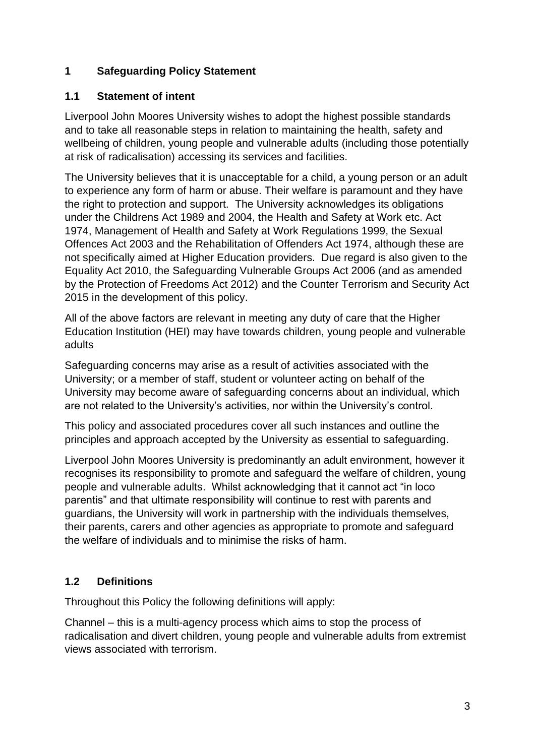# 1 Safeguarding Policy Statement

## 1.1 Statement of intent

Liverpool John Moores University wishes to adopt the highest possible standards and to take all reasonable steps in relation to maintaining the health, safety and wellbeing of children, young people and vulnerable adults (including those potentially at risk of radicalisation) accessing its services and facilities.

The University believes that it is unacceptable for a child, a young person or an adult to experience any form of harm or abuse. Their welfare is paramount and they have the right to protection and support. The University acknowledges its obligations under the Childrens Act 1989 and 2004, the Health and Safety at Work etc. Act 1974, Management of Health and Safety at Work Regulations 1999, the Sexual Offences Act 2003 and the Rehabilitation of Offenders Act 1974, although these are not specifically aimed at Higher Education providers. Due regard is also given to the Equality Act 2010, the Safeguarding Vulnerable Groups Act 2006 (and as amended by the Protection of Freedoms Act 2012) and the Counter Terrorism and Security Act 2015 in the development of this policy.

All of the above factors are relevant in meeting any duty of care that the Higher Education Institution (HEI) may have towards children, young people and vulnerable adults

Safeguarding concerns may arise as a result of activities associated with the University; or a member of staff, student or volunteer acting on behalf of the University may become aware of safeguarding concerns about an individual, which are not related to the University's activities, nor within the University's control.

This policy and associated procedures cover all such instances and outline the principles and approach accepted by the University as essential to safeguarding.

Liverpool John Moores University is predominantly an adult environment, however it recognises its responsibility to promote and safeguard the welfare of children, young people and vulnerable adults. Whilst acknowledging that it cannot act "in loco parentis" and that ultimate responsibility will continue to rest with parents and guardians, the University will work in partnership with the individuals themselves, their parents, carers and other agencies as appropriate to promote and safeguard the welfare of individuals and to minimise the risks of harm.

## 1.2 Definitions

Throughout this Policy the following definitions will apply:

Channel – this is a multi-agency process which aims to stop the process of radicalisation and divert children, young people and vulnerable adults from extremist views associated with terrorism.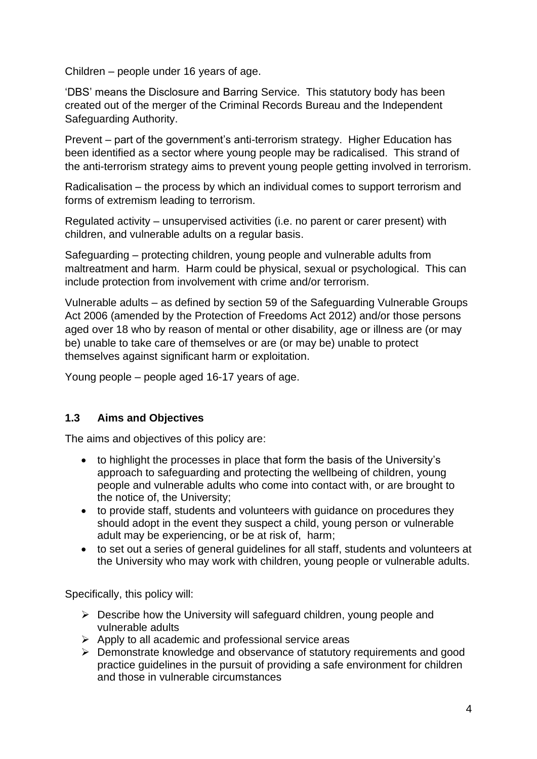Children – people under 16 years of age.

'DBS' means the Disclosure and Barring Service. This statutory body has been created out of the merger of the Criminal Records Bureau and the Independent Safeguarding Authority.

Prevent – part of the government's anti-terrorism strategy. Higher Education has been identified as a sector where young people may be radicalised. This strand of the anti-terrorism strategy aims to prevent young people getting involved in terrorism.

Radicalisation – the process by which an individual comes to support terrorism and forms of extremism leading to terrorism.

Regulated activity – unsupervised activities (i.e. no parent or carer present) with children, and vulnerable adults on a regular basis.

Safeguarding – protecting children, young people and vulnerable adults from maltreatment and harm. Harm could be physical, sexual or psychological. This can include protection from involvement with crime and/or terrorism.

Vulnerable adults – as defined by section 59 of the Safeguarding Vulnerable Groups Act 2006 (amended by the Protection of Freedoms Act 2012) and/or those persons aged over 18 who by reason of mental or other disability, age or illness are (or may be) unable to take care of themselves or are (or may be) unable to protect themselves against significant harm or exploitation.

Young people – people aged 16-17 years of age.

### 1.3 Aims and Objectives

The aims and objectives of this policy are:

- to highlight the processes in place that form the basis of the University's approach to safeguarding and protecting the wellbeing of children, young people and vulnerable adults who come into contact with, or are brought to the notice of, the University;
- to provide staff, students and volunteers with guidance on procedures they should adopt in the event they suspect a child, young person or vulnerable adult may be experiencing, or be at risk of, harm;
- to set out a series of general guidelines for all staff, students and volunteers at the University who may work with children, young people or vulnerable adults.

Specifically, this policy will:

- Describe how the University will safeguard children, young people and vulnerable adults
- Apply to all academic and professional service areas
- Demonstrate knowledge and observance of statutory requirements and good practice guidelines in the pursuit of providing a safe environment for children and those in vulnerable circumstances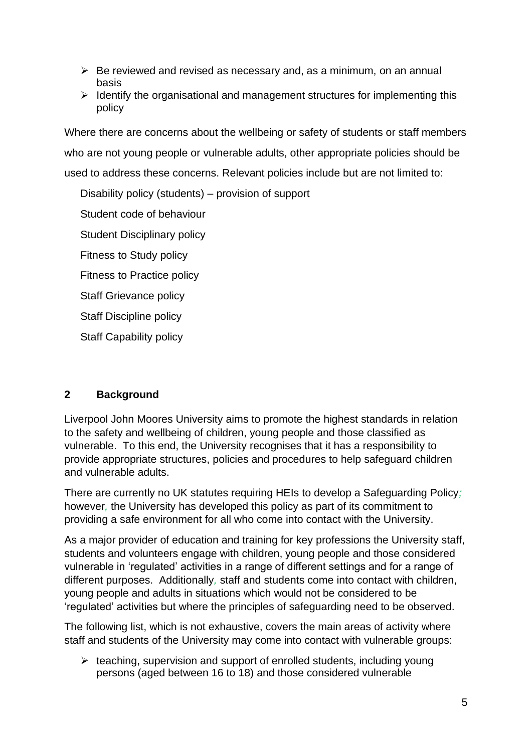- Be reviewed and revised as necessary and, as a minimum, on an annual basis
- Identify the organisational and management structures for implementing this policy

Where there are concerns about the wellbeing or safety of students or staff members who are not young people or vulnerable adults, other appropriate policies should be used to address these concerns. Relevant policies include but are not limited to:

Disability policy (students) – provision of support

Student code of behaviour

Student Disciplinary policy

Fitness to Study policy

Fitness to Practice policy

Staff Grievance policy

Staff Discipline policy

Staff Capability policy

## 2 Background

Liverpool John Moores University aims to promote the highest standards in relation to the safety and wellbeing of children, young people and those classified as vulnerable. To this end, the University recognises that it has a responsibility to provide appropriate structures, policies and procedures to help safeguard children and vulnerable adults.

There are currently no UK statutes requiring HEIs to develop a Safeguarding Policy; however, the University has developed this policy as part of its commitment to providing a safe environment for all who come into contact with the University.

As a major provider of education and training for key professions the University staff, students and volunteers engage with children, young people and those considered vulnerable in 'regulated' activities in a range of different settings and for a range of different purposes. Additionally, staff and students come into contact with children, young people and adults in situations which would not be considered to be 'regulated' activities but where the principles of safeguarding need to be observed.

The following list, which is not exhaustive, covers the main areas of activity where staff and students of the University may come into contact with vulnerable groups:

- teaching, supervision and support of enrolled students, including young persons (aged between 16 to 18) and those considered vulnerable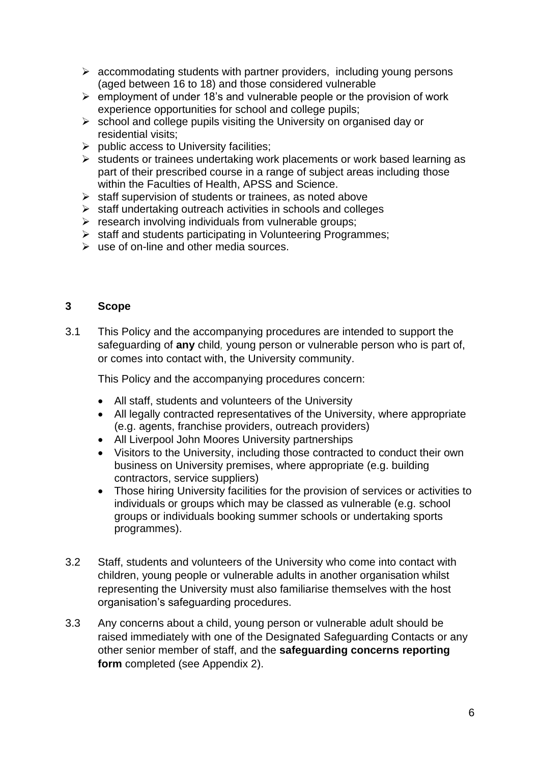- accommodating students with partner providers, including young persons (aged between 16 to 18) and those considered vulnerable
- employment of under 18's and vulnerable people or the provision of work experience opportunities for school and college pupils;
- school and college pupils visiting the University on organised day or residential visits;
- public access to University facilities;
- students or trainees undertaking work placements or work based learning as part of their prescribed course in a range of subject areas including those within the Faculties of Health, APSS and Science.
- staff supervision of students or trainees, as noted above
- staff undertaking outreach activities in schools and colleges
- research involving individuals from vulnerable groups;
- staff and students participating in Volunteering Programmes;
- use of on-line and other media sources.

## 3 Scope

3.1 This Policy and the accompanying procedures are intended to support the safeguarding of **any** child*,* young person or vulnerable person who is part of, or comes into contact with, the University community.

This Policy and the accompanying procedures concern:

- All staff, students and volunteers of the University
- All legally contracted representatives of the University, where appropriate (e.g. agents, franchise providers, outreach providers)
- All Liverpool John Moores University partnerships
- Visitors to the University, including those contracted to conduct their own business on University premises, where appropriate (e.g. building contractors, service suppliers)
- Those hiring University facilities for the provision of services or activities to individuals or groups which may be classed as vulnerable (e.g. school groups or individuals booking summer schools or undertaking sports programmes).

3.2 Staff, students and volunteers of the University who come into contact with children, young people or vulnerable adults in another organisation whilst representing the University must also familiarise themselves with the host organisation's safeguarding procedures.

3.3 Any concerns about a child, young person or vulnerable adult should be raised immediately with one of the Designated Safeguarding Contacts or any other senior member of staff, and the **safeguarding concerns reporting form** completed (see Appendix 2).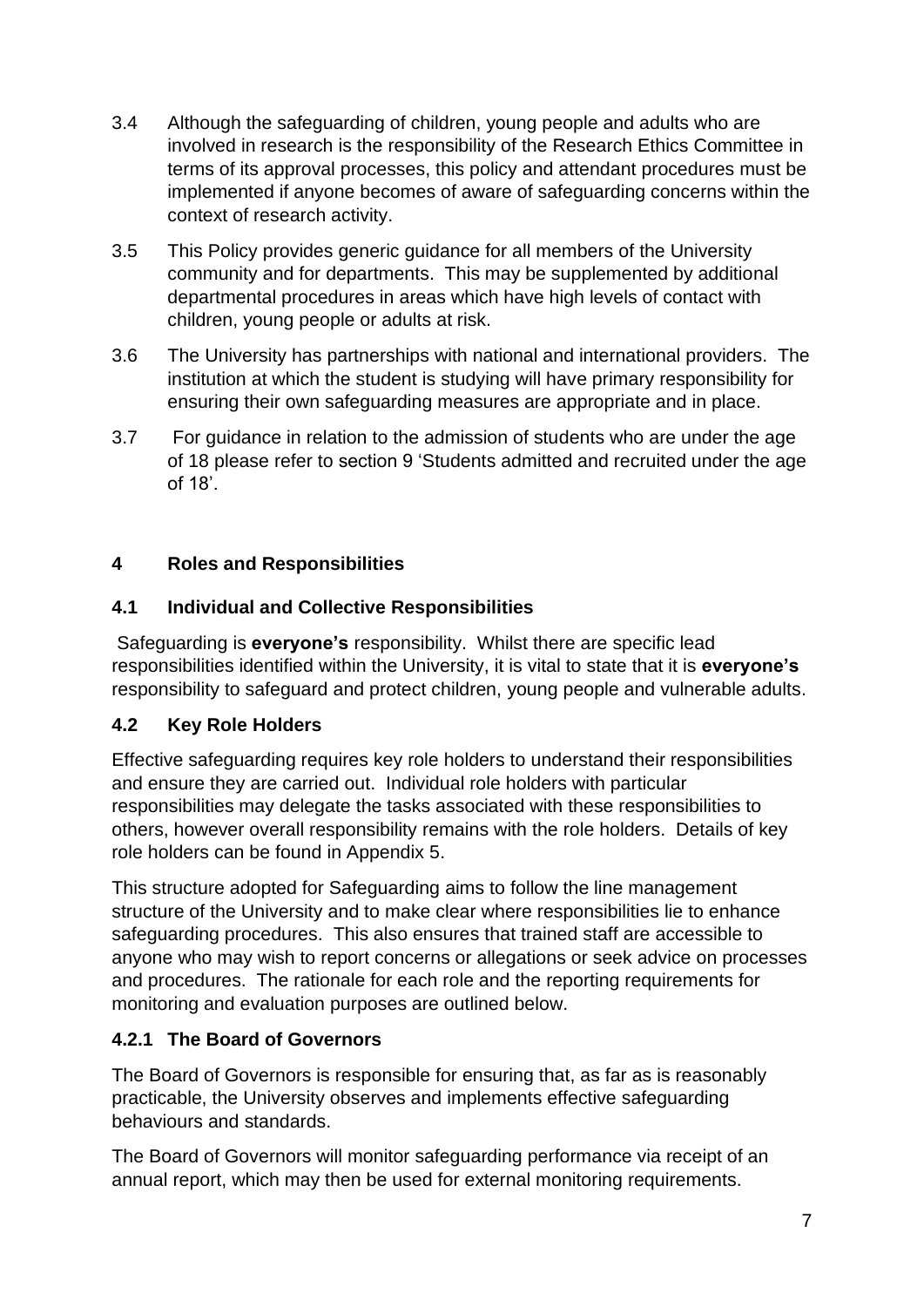3.4 Although the safeguarding of children, young people and adults who are involved in research is the responsibility of the Research Ethics Committee in terms of its approval processes, this policy and attendant procedures must be implemented if anyone becomes of aware of safeguarding concerns within the context of research activity.

3.5 This Policy provides generic guidance for all members of the University community and for departments. This may be supplemented by additional departmental procedures in areas which have high levels of contact with children, young people or adults at risk.

3.6 The University has partnerships with national and international providers. The institution at which the student is studying will have primary responsibility for ensuring their own safeguarding measures are appropriate and in place.

3.7 For guidance in relation to the admission of students who are under the age of 18 please refer to section 9 'Students admitted and recruited under the age of 18'.

## 4 Roles and Responsibilities

### 4.1 Individual and Collective Responsibilities

Safeguarding is **everyone's** responsibility. Whilst there are specific lead responsibilities identified within the University, it is vital to state that it is **everyone's** responsibility to safeguard and protect children, young people and vulnerable adults.

### 4.2 Key Role Holders

Effective safeguarding requires key role holders to understand their responsibilities and ensure they are carried out. Individual role holders with particular responsibilities may delegate the tasks associated with these responsibilities to others, however overall responsibility remains with the role holders. Details of key role holders can be found in Appendix 5.

This structure adopted for Safeguarding aims to follow the line management structure of the University and to make clear where responsibilities lie to enhance safeguarding procedures. This also ensures that trained staff are accessible to anyone who may wish to report concerns or allegations or seek advice on processes and procedures. The rationale for each role and the reporting requirements for monitoring and evaluation purposes are outlined below.

#### 4.2.1 The Board of Governors

The Board of Governors is responsible for ensuring that, as far as is reasonably practicable, the University observes and implements effective safeguarding behaviours and standards.

The Board of Governors will monitor safeguarding performance via receipt of an annual report, which may then be used for external monitoring requirements.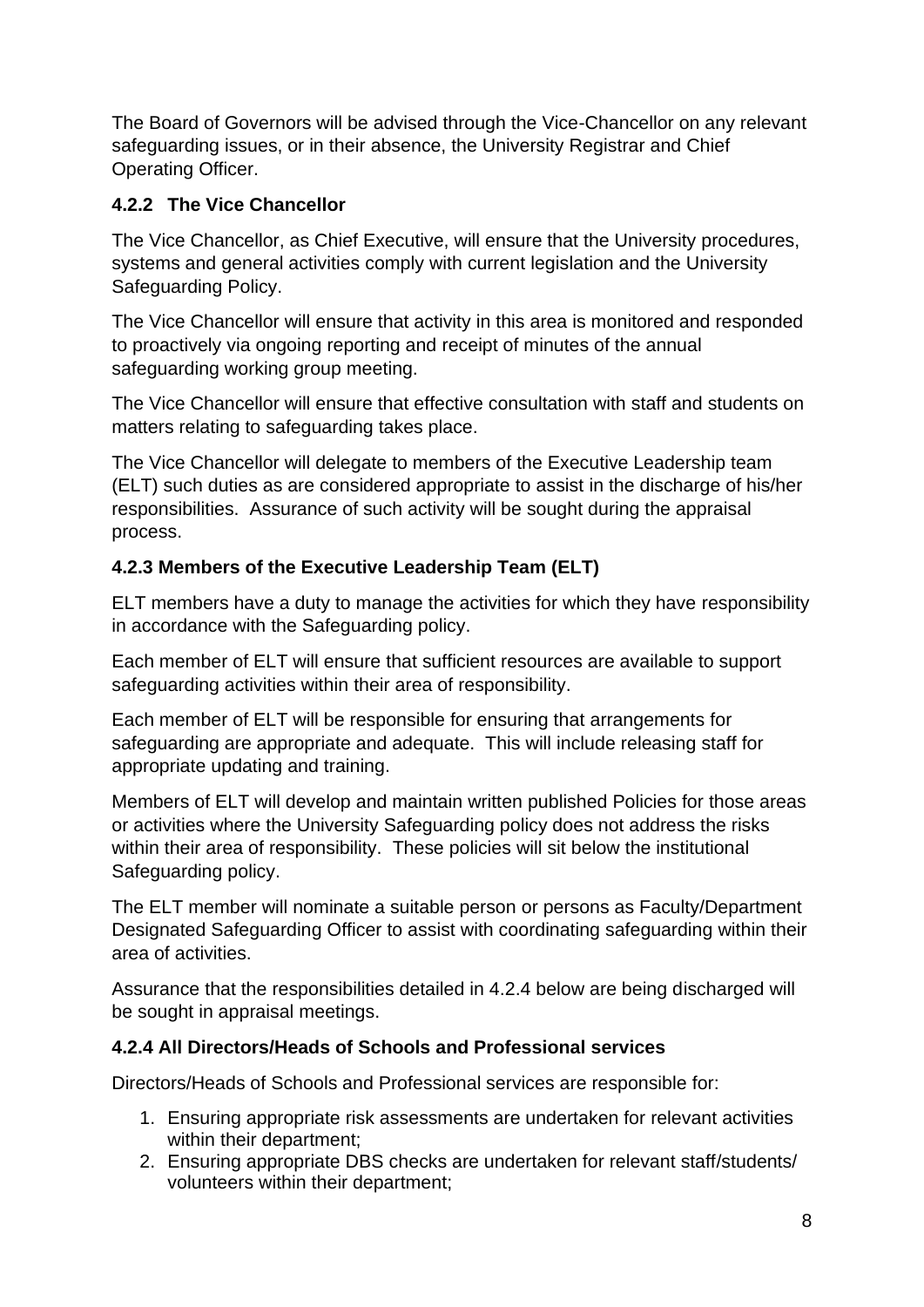The Board of Governors will be advised through the Vice-Chancellor on any relevant safeguarding issues, or in their absence, the University Registrar and Chief Operating Officer.

#### 4.2.2 The Vice Chancellor

The Vice Chancellor, as Chief Executive, will ensure that the University procedures, systems and general activities comply with current legislation and the University Safeguarding Policy.

The Vice Chancellor will ensure that activity in this area is monitored and responded to proactively via ongoing reporting and receipt of minutes of the annual safeguarding working group meeting.

The Vice Chancellor will ensure that effective consultation with staff and students on matters relating to safeguarding takes place.

The Vice Chancellor will delegate to members of the Executive Leadership team (ELT) such duties as are considered appropriate to assist in the discharge of his/her responsibilities. Assurance of such activity will be sought during the appraisal process.

#### 4.2.3 Members of the Executive Leadership Team (ELT)

ELT members have a duty to manage the activities for which they have responsibility in accordance with the Safeguarding policy.

Each member of ELT will ensure that sufficient resources are available to support safeguarding activities within their area of responsibility.

Each member of ELT will be responsible for ensuring that arrangements for safeguarding are appropriate and adequate. This will include releasing staff for appropriate updating and training.

Members of ELT will develop and maintain written published Policies for those areas or activities where the University Safeguarding policy does not address the risks within their area of responsibility. These policies will sit below the institutional Safeguarding policy.

The ELT member will nominate a suitable person or persons as Faculty/Department Designated Safeguarding Officer to assist with coordinating safeguarding within their area of activities.

Assurance that the responsibilities detailed in 4.2.4 below are being discharged will be sought in appraisal meetings.

#### 4.2.4 All Directors/Heads of Schools and Professional services

Directors/Heads of Schools and Professional services are responsible for:

1. Ensuring appropriate risk assessments are undertaken for relevant activities within their department;
2. Ensuring appropriate DBS checks are undertaken for relevant staff/students/ volunteers within their department;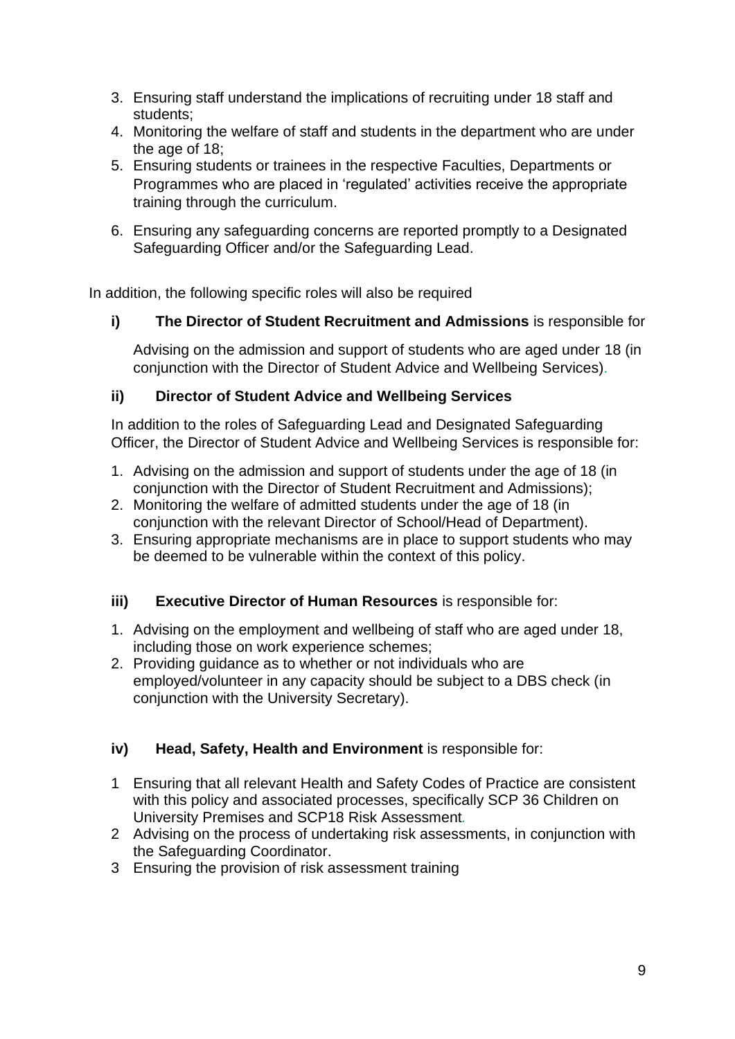3. Ensuring staff understand the implications of recruiting under 18 staff and students;
4. Monitoring the welfare of staff and students in the department who are under the age of 18;
5. Ensuring students or trainees in the respective Faculties, Departments or Programmes who are placed in 'regulated' activities receive the appropriate training through the curriculum.
6. Ensuring any safeguarding concerns are reported promptly to a Designated Safeguarding Officer and/or the Safeguarding Lead.

In addition, the following specific roles will also be required

**i) The Director of Student Recruitment and Admissions** is responsible for

Advising on the admission and support of students who are aged under 18 (in conjunction with the Director of Student Advice and Wellbeing Services).

**ii) Director of Student Advice and Wellbeing Services**

In addition to the roles of Safeguarding Lead and Designated Safeguarding Officer, the Director of Student Advice and Wellbeing Services is responsible for:

1. Advising on the admission and support of students under the age of 18 (in conjunction with the Director of Student Recruitment and Admissions);
2. Monitoring the welfare of admitted students under the age of 18 (in conjunction with the relevant Director of School/Head of Department).
3. Ensuring appropriate mechanisms are in place to support students who may be deemed to be vulnerable within the context of this policy.

**iii) Executive Director of Human Resources** is responsible for:

1. Advising on the employment and wellbeing of staff who are aged under 18, including those on work experience schemes;
2. Providing guidance as to whether or not individuals who are employed/volunteer in any capacity should be subject to a DBS check (in conjunction with the University Secretary).

**iv) Head, Safety, Health and Environment** is responsible for:

1 Ensuring that all relevant Health and Safety Codes of Practice are consistent with this policy and associated processes, specifically SCP 36 Children on University Premises and SCP18 Risk Assessment.

2 Advising on the process of undertaking risk assessments, in conjunction with the Safeguarding Coordinator.

3 Ensuring the provision of risk assessment training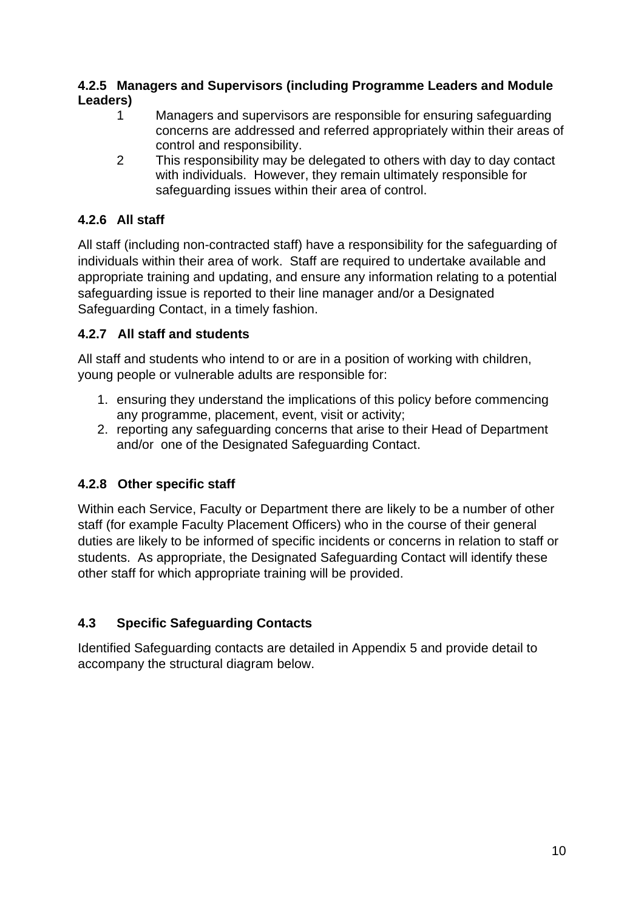#### 4.2.5 Managers and Supervisors (including Programme Leaders and Module Leaders)

1. Managers and supervisors are responsible for ensuring safeguarding concerns are addressed and referred appropriately within their areas of control and responsibility.
2. This responsibility may be delegated to others with day to day contact with individuals. However, they remain ultimately responsible for safeguarding issues within their area of control.

#### 4.2.6 All staff

All staff (including non-contracted staff) have a responsibility for the safeguarding of individuals within their area of work. Staff are required to undertake available and appropriate training and updating, and ensure any information relating to a potential safeguarding issue is reported to their line manager and/or a Designated Safeguarding Contact, in a timely fashion.

#### 4.2.7 All staff and students

All staff and students who intend to or are in a position of working with children, young people or vulnerable adults are responsible for:

1. ensuring they understand the implications of this policy before commencing any programme, placement, event, visit or activity;
2. reporting any safeguarding concerns that arise to their Head of Department and/or one of the Designated Safeguarding Contact.

#### 4.2.8 Other specific staff

Within each Service, Faculty or Department there are likely to be a number of other staff (for example Faculty Placement Officers) who in the course of their general duties are likely to be informed of specific incidents or concerns in relation to staff or students. As appropriate, the Designated Safeguarding Contact will identify these other staff for which appropriate training will be provided.

### 4.3 Specific Safeguarding Contacts

Identified Safeguarding contacts are detailed in Appendix 5 and provide detail to accompany the structural diagram below.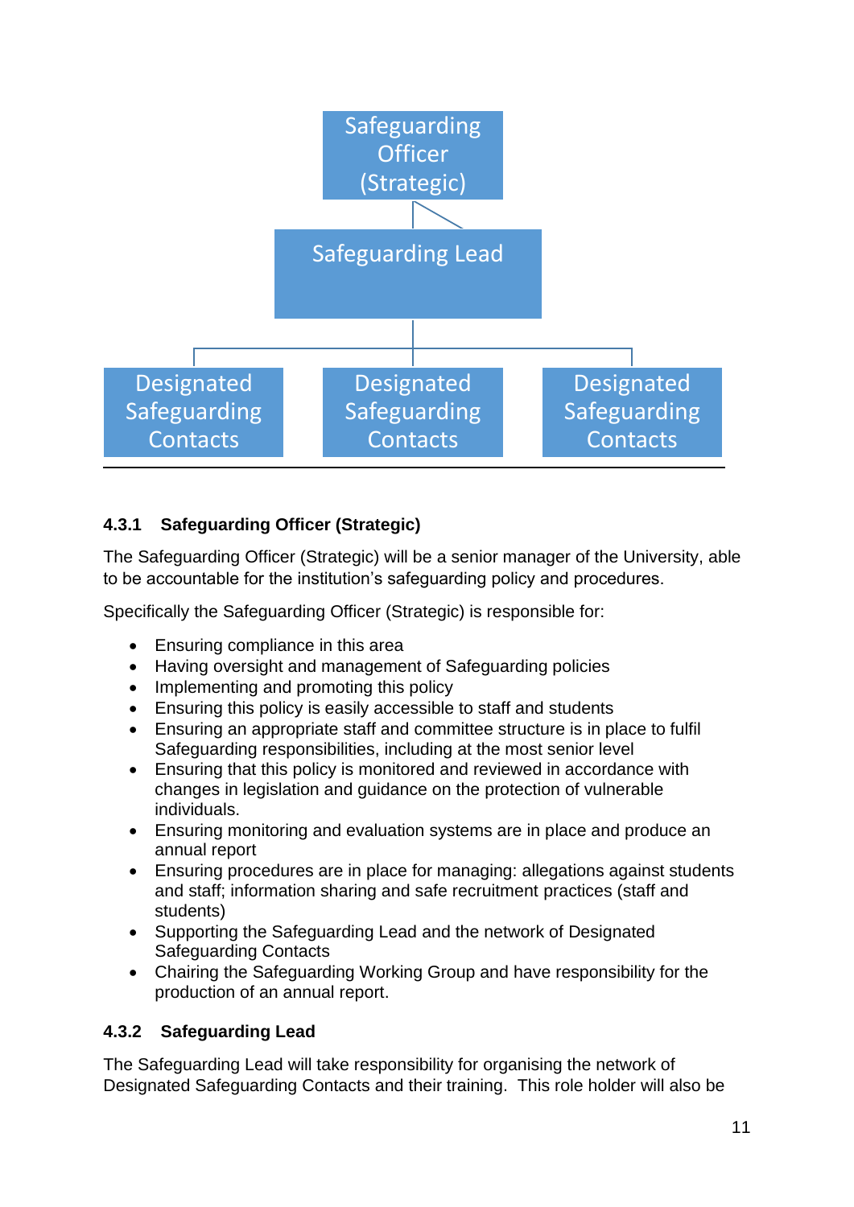Safeguarding Officer (Strategic)

Safeguarding Lead

Designated Safeguarding Contacts | Designated Safeguarding Contacts | Designated Safeguarding Contacts

### 4.3.1 Safeguarding Officer (Strategic)

The Safeguarding Officer (Strategic) will be a senior manager of the University, able to be accountable for the institution's safeguarding policy and procedures.

Specifically the Safeguarding Officer (Strategic) is responsible for:

- Ensuring compliance in this area
- Having oversight and management of Safeguarding policies
- Implementing and promoting this policy
- Ensuring this policy is easily accessible to staff and students
- Ensuring an appropriate staff and committee structure is in place to fulfil Safeguarding responsibilities, including at the most senior level
- Ensuring that this policy is monitored and reviewed in accordance with changes in legislation and guidance on the protection of vulnerable individuals.
- Ensuring monitoring and evaluation systems are in place and produce an annual report
- Ensuring procedures are in place for managing: allegations against students and staff; information sharing and safe recruitment practices (staff and students)
- Supporting the Safeguarding Lead and the network of Designated Safeguarding Contacts
- Chairing the Safeguarding Working Group and have responsibility for the production of an annual report.

### 4.3.2 Safeguarding Lead

The Safeguarding Lead will take responsibility for organising the network of Designated Safeguarding Contacts and their training. This role holder will also be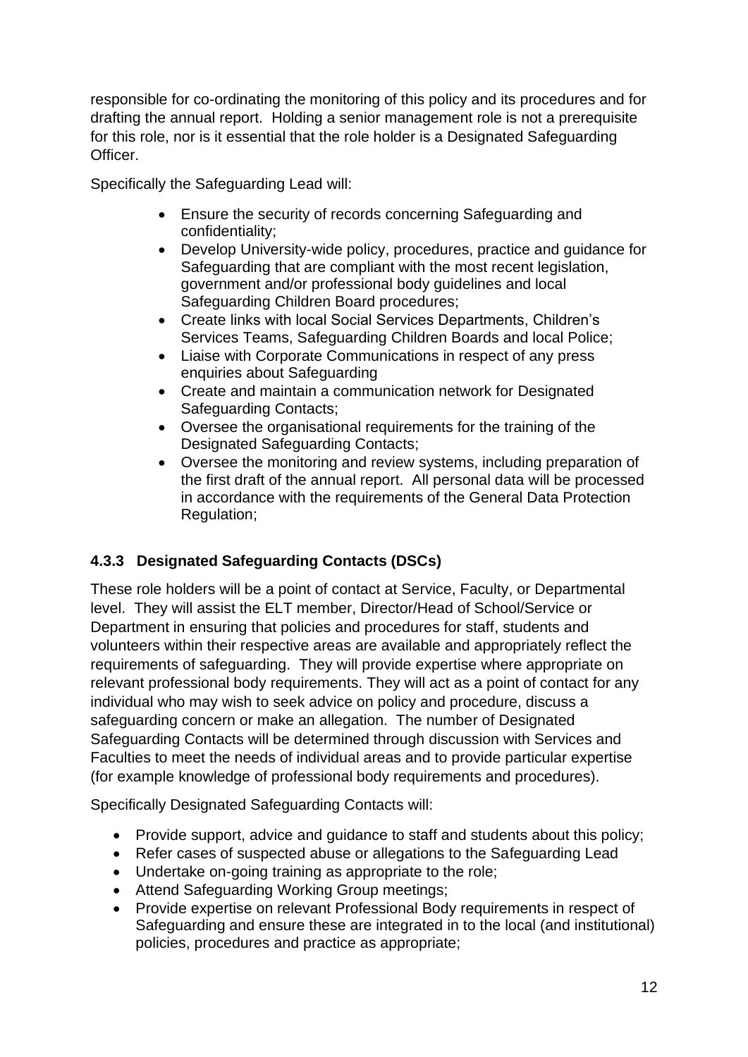responsible for co-ordinating the monitoring of this policy and its procedures and for drafting the annual report. Holding a senior management role is not a prerequisite for this role, nor is it essential that the role holder is a Designated Safeguarding Officer.

Specifically the Safeguarding Lead will:

- Ensure the security of records concerning Safeguarding and confidentiality;
- Develop University-wide policy, procedures, practice and guidance for Safeguarding that are compliant with the most recent legislation, government and/or professional body guidelines and local Safeguarding Children Board procedures;
- Create links with local Social Services Departments, Children's Services Teams, Safeguarding Children Boards and local Police;
- Liaise with Corporate Communications in respect of any press enquiries about Safeguarding
- Create and maintain a communication network for Designated Safeguarding Contacts;
- Oversee the organisational requirements for the training of the Designated Safeguarding Contacts;
- Oversee the monitoring and review systems, including preparation of the first draft of the annual report. All personal data will be processed in accordance with the requirements of the General Data Protection Regulation;

#### 4.3.3 Designated Safeguarding Contacts (DSCs)

These role holders will be a point of contact at Service, Faculty, or Departmental level. They will assist the ELT member, Director/Head of School/Service or Department in ensuring that policies and procedures for staff, students and volunteers within their respective areas are available and appropriately reflect the requirements of safeguarding. They will provide expertise where appropriate on relevant professional body requirements. They will act as a point of contact for any individual who may wish to seek advice on policy and procedure, discuss a safeguarding concern or make an allegation. The number of Designated Safeguarding Contacts will be determined through discussion with Services and Faculties to meet the needs of individual areas and to provide particular expertise (for example knowledge of professional body requirements and procedures).

Specifically Designated Safeguarding Contacts will:

- Provide support, advice and guidance to staff and students about this policy;
- Refer cases of suspected abuse or allegations to the Safeguarding Lead
- Undertake on-going training as appropriate to the role;
- Attend Safeguarding Working Group meetings;
- Provide expertise on relevant Professional Body requirements in respect of Safeguarding and ensure these are integrated in to the local (and institutional) policies, procedures and practice as appropriate;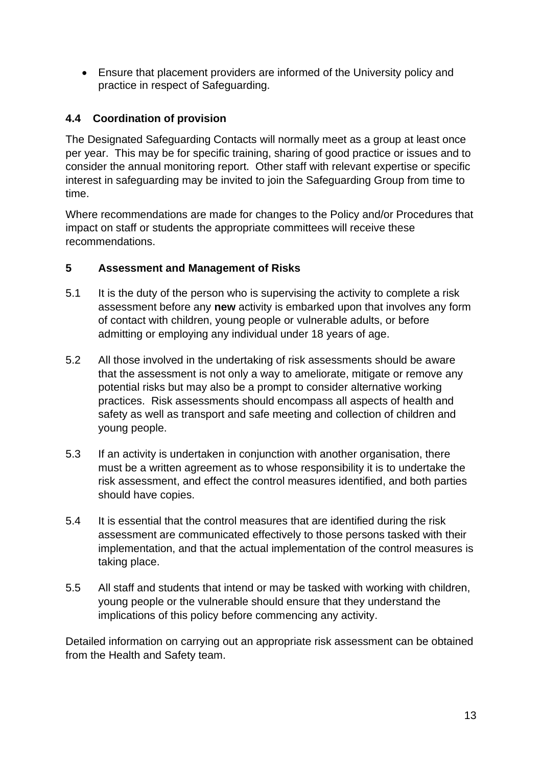- Ensure that placement providers are informed of the University policy and practice in respect of Safeguarding.

### 4.4 Coordination of provision

The Designated Safeguarding Contacts will normally meet as a group at least once per year. This may be for specific training, sharing of good practice or issues and to consider the annual monitoring report. Other staff with relevant expertise or specific interest in safeguarding may be invited to join the Safeguarding Group from time to time.

Where recommendations are made for changes to the Policy and/or Procedures that impact on staff or students the appropriate committees will receive these recommendations.

## 5 Assessment and Management of Risks

5.1 It is the duty of the person who is supervising the activity to complete a risk assessment before any **new** activity is embarked upon that involves any form of contact with children, young people or vulnerable adults, or before admitting or employing any individual under 18 years of age.

5.2 All those involved in the undertaking of risk assessments should be aware that the assessment is not only a way to ameliorate, mitigate or remove any potential risks but may also be a prompt to consider alternative working practices. Risk assessments should encompass all aspects of health and safety as well as transport and safe meeting and collection of children and young people.

5.3 If an activity is undertaken in conjunction with another organisation, there must be a written agreement as to whose responsibility it is to undertake the risk assessment, and effect the control measures identified, and both parties should have copies.

5.4 It is essential that the control measures that are identified during the risk assessment are communicated effectively to those persons tasked with their implementation, and that the actual implementation of the control measures is taking place.

5.5 All staff and students that intend or may be tasked with working with children, young people or the vulnerable should ensure that they understand the implications of this policy before commencing any activity.

Detailed information on carrying out an appropriate risk assessment can be obtained from the Health and Safety team.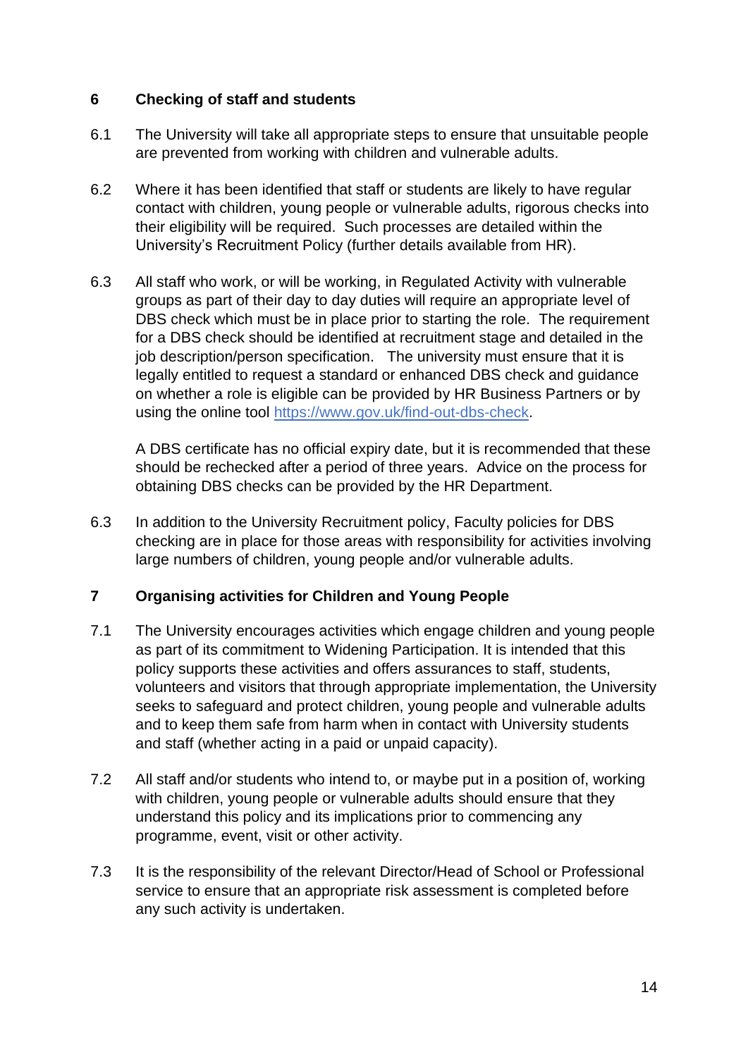## 6 Checking of staff and students

6.1 The University will take all appropriate steps to ensure that unsuitable people are prevented from working with children and vulnerable adults.

6.2 Where it has been identified that staff or students are likely to have regular contact with children, young people or vulnerable adults, rigorous checks into their eligibility will be required. Such processes are detailed within the University's Recruitment Policy (further details available from HR).

6.3 All staff who work, or will be working, in Regulated Activity with vulnerable groups as part of their day to day duties will require an appropriate level of DBS check which must be in place prior to starting the role. The requirement for a DBS check should be identified at recruitment stage and detailed in the job description/person specification. The university must ensure that it is legally entitled to request a standard or enhanced DBS check and guidance on whether a role is eligible can be provided by HR Business Partners or by using the online tool [https://www.gov.uk/find-out-dbs-check](https://www.gov.uk/find-out-dbs-check).

A DBS certificate has no official expiry date, but it is recommended that these should be rechecked after a period of three years. Advice on the process for obtaining DBS checks can be provided by the HR Department.

6.3 In addition to the University Recruitment policy, Faculty policies for DBS checking are in place for those areas with responsibility for activities involving large numbers of children, young people and/or vulnerable adults.

## 7 Organising activities for Children and Young People

7.1 The University encourages activities which engage children and young people as part of its commitment to Widening Participation. It is intended that this policy supports these activities and offers assurances to staff, students, volunteers and visitors that through appropriate implementation, the University seeks to safeguard and protect children, young people and vulnerable adults and to keep them safe from harm when in contact with University students and staff (whether acting in a paid or unpaid capacity).

7.2 All staff and/or students who intend to, or maybe put in a position of, working with children, young people or vulnerable adults should ensure that they understand this policy and its implications prior to commencing any programme, event, visit or other activity.

7.3 It is the responsibility of the relevant Director/Head of School or Professional service to ensure that an appropriate risk assessment is completed before any such activity is undertaken.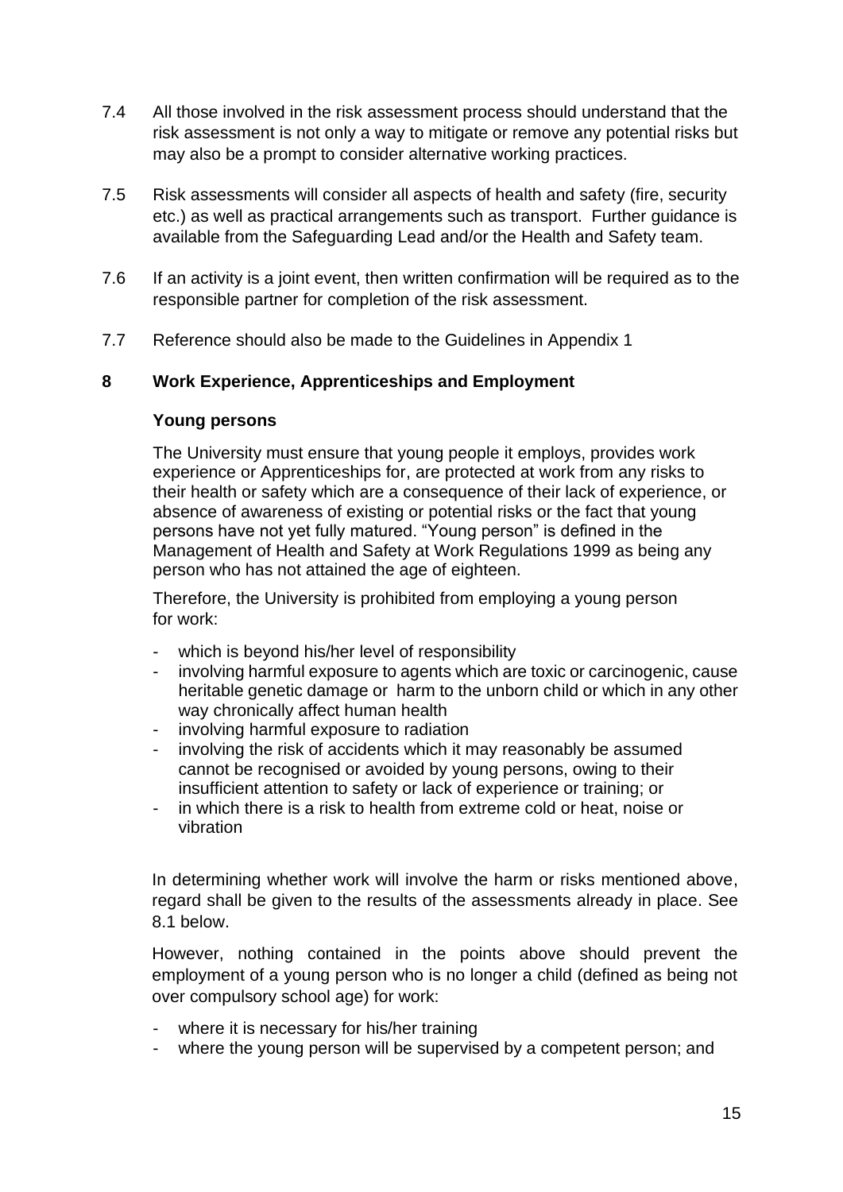7.4 All those involved in the risk assessment process should understand that the risk assessment is not only a way to mitigate or remove any potential risks but may also be a prompt to consider alternative working practices.

7.5 Risk assessments will consider all aspects of health and safety (fire, security etc.) as well as practical arrangements such as transport. Further guidance is available from the Safeguarding Lead and/or the Health and Safety team.

7.6 If an activity is a joint event, then written confirmation will be required as to the responsible partner for completion of the risk assessment.

7.7 Reference should also be made to the Guidelines in Appendix 1

## 8 Work Experience, Apprenticeships and Employment

### Young persons

The University must ensure that young people it employs, provides work experience or Apprenticeships for, are protected at work from any risks to their health or safety which are a consequence of their lack of experience, or absence of awareness of existing or potential risks or the fact that young persons have not yet fully matured. "Young person" is defined in the Management of Health and Safety at Work Regulations 1999 as being any person who has not attained the age of eighteen.

Therefore, the University is prohibited from employing a young person for work:

- which is beyond his/her level of responsibility
- involving harmful exposure to agents which are toxic or carcinogenic, cause heritable genetic damage or harm to the unborn child or which in any other way chronically affect human health
- involving harmful exposure to radiation
- involving the risk of accidents which it may reasonably be assumed cannot be recognised or avoided by young persons, owing to their insufficient attention to safety or lack of experience or training; or
- in which there is a risk to health from extreme cold or heat, noise or vibration

In determining whether work will involve the harm or risks mentioned above, regard shall be given to the results of the assessments already in place. See 8.1 below.

However, nothing contained in the points above should prevent the employment of a young person who is no longer a child (defined as being not over compulsory school age) for work:

- where it is necessary for his/her training
- where the young person will be supervised by a competent person; and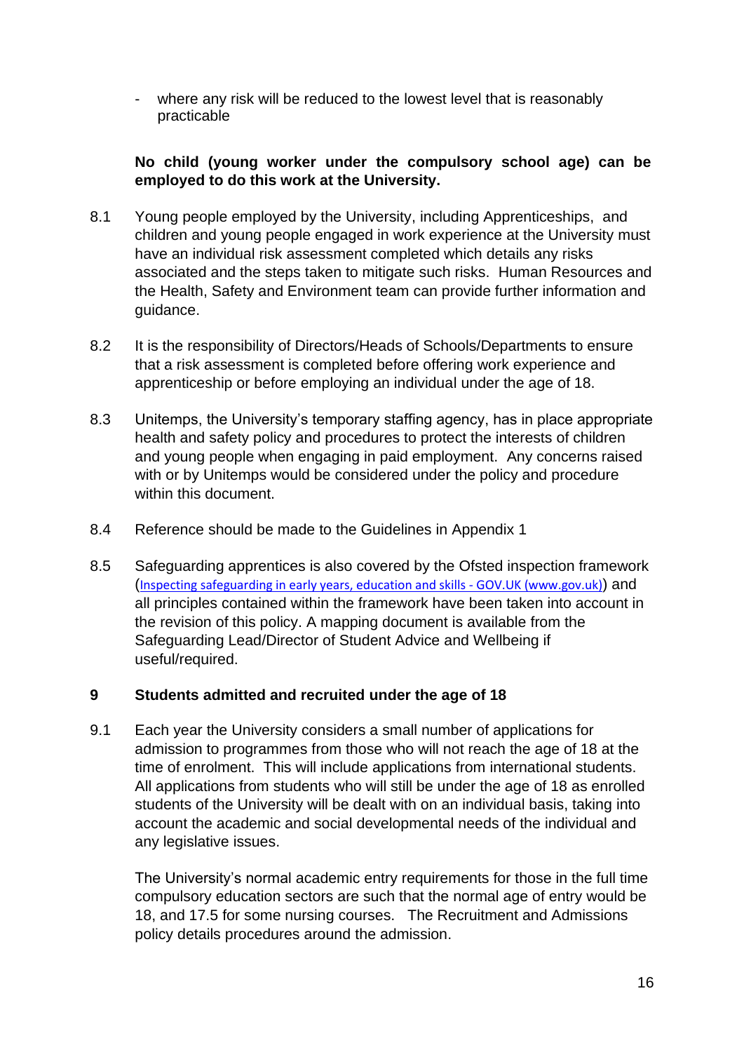- where any risk will be reduced to the lowest level that is reasonably practicable

**No child (young worker under the compulsory school age) can be employed to do this work at the University.**

8.1 Young people employed by the University, including Apprenticeships, and children and young people engaged in work experience at the University must have an individual risk assessment completed which details any risks associated and the steps taken to mitigate such risks. Human Resources and the Health, Safety and Environment team can provide further information and guidance.

8.2 It is the responsibility of Directors/Heads of Schools/Departments to ensure that a risk assessment is completed before offering work experience and apprenticeship or before employing an individual under the age of 18.

8.3 Unitemps, the University's temporary staffing agency, has in place appropriate health and safety policy and procedures to protect the interests of children and young people when engaging in paid employment. Any concerns raised with or by Unitemps would be considered under the policy and procedure within this document.

8.4 Reference should be made to the Guidelines in Appendix 1

8.5 Safeguarding apprentices is also covered by the Ofsted inspection framework (Inspecting safeguarding in early years, education and skills - GOV.UK (www.gov.uk)) and all principles contained within the framework have been taken into account in the revision of this policy. A mapping document is available from the Safeguarding Lead/Director of Student Advice and Wellbeing if useful/required.

## 9 Students admitted and recruited under the age of 18

9.1 Each year the University considers a small number of applications for admission to programmes from those who will not reach the age of 18 at the time of enrolment. This will include applications from international students. All applications from students who will still be under the age of 18 as enrolled students of the University will be dealt with on an individual basis, taking into account the academic and social developmental needs of the individual and any legislative issues.

The University's normal academic entry requirements for those in the full time compulsory education sectors are such that the normal age of entry would be 18, and 17.5 for some nursing courses. The Recruitment and Admissions policy details procedures around the admission.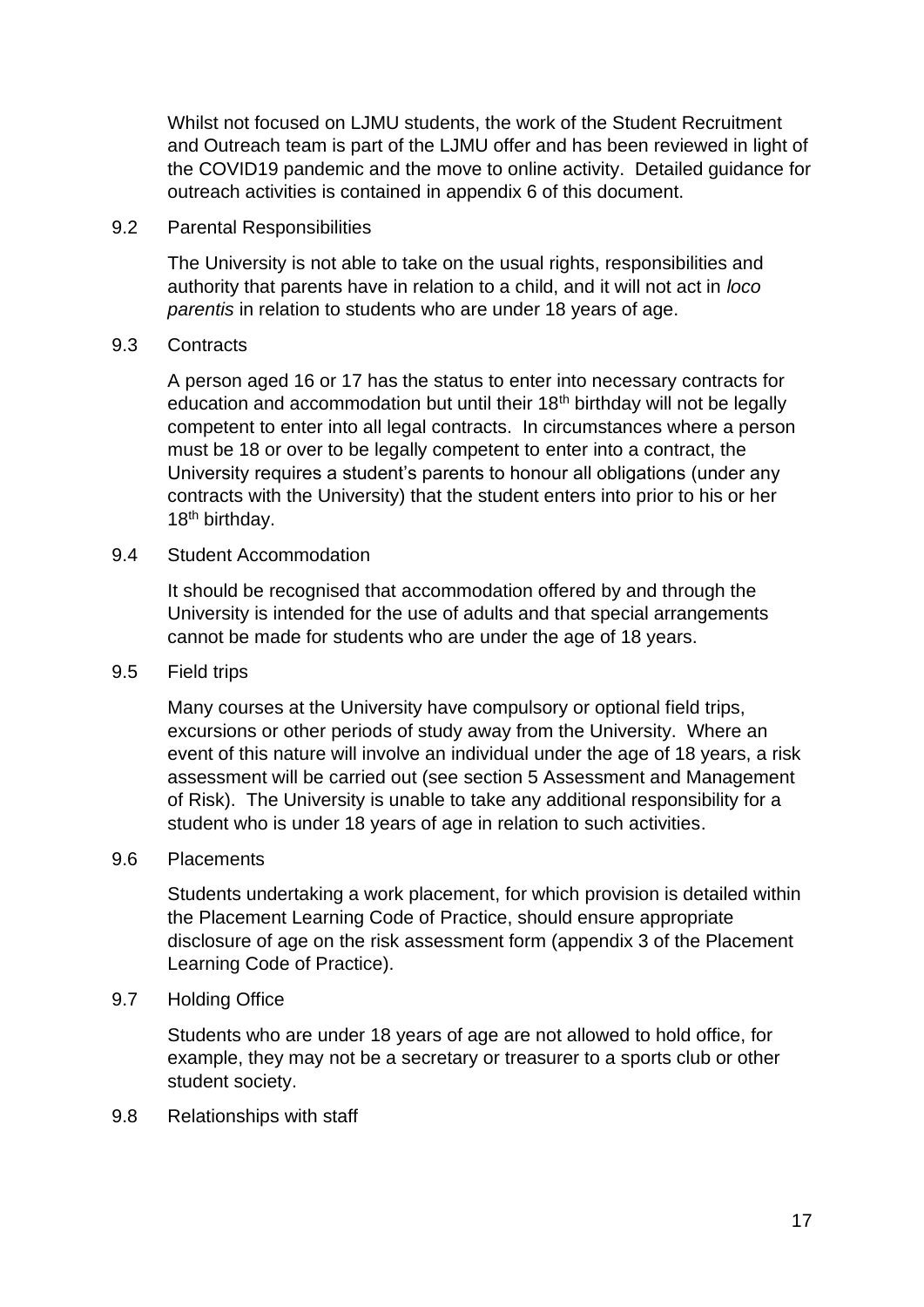Whilst not focused on LJMU students, the work of the Student Recruitment and Outreach team is part of the LJMU offer and has been reviewed in light of the COVID19 pandemic and the move to online activity. Detailed guidance for outreach activities is contained in appendix 6 of this document.

### 9.2 Parental Responsibilities

The University is not able to take on the usual rights, responsibilities and authority that parents have in relation to a child, and it will not act in *loco parentis* in relation to students who are under 18 years of age.

### 9.3 Contracts

A person aged 16 or 17 has the status to enter into necessary contracts for education and accommodation but until their 18th birthday will not be legally competent to enter into all legal contracts. In circumstances where a person must be 18 or over to be legally competent to enter into a contract, the University requires a student's parents to honour all obligations (under any contracts with the University) that the student enters into prior to his or her 18th birthday.

### 9.4 Student Accommodation

It should be recognised that accommodation offered by and through the University is intended for the use of adults and that special arrangements cannot be made for students who are under the age of 18 years.

### 9.5 Field trips

Many courses at the University have compulsory or optional field trips, excursions or other periods of study away from the University. Where an event of this nature will involve an individual under the age of 18 years, a risk assessment will be carried out (see section 5 Assessment and Management of Risk). The University is unable to take any additional responsibility for a student who is under 18 years of age in relation to such activities.

### 9.6 Placements

Students undertaking a work placement, for which provision is detailed within the Placement Learning Code of Practice, should ensure appropriate disclosure of age on the risk assessment form (appendix 3 of the Placement Learning Code of Practice).

### 9.7 Holding Office

Students who are under 18 years of age are not allowed to hold office, for example, they may not be a secretary or treasurer to a sports club or other student society.

### 9.8 Relationships with staff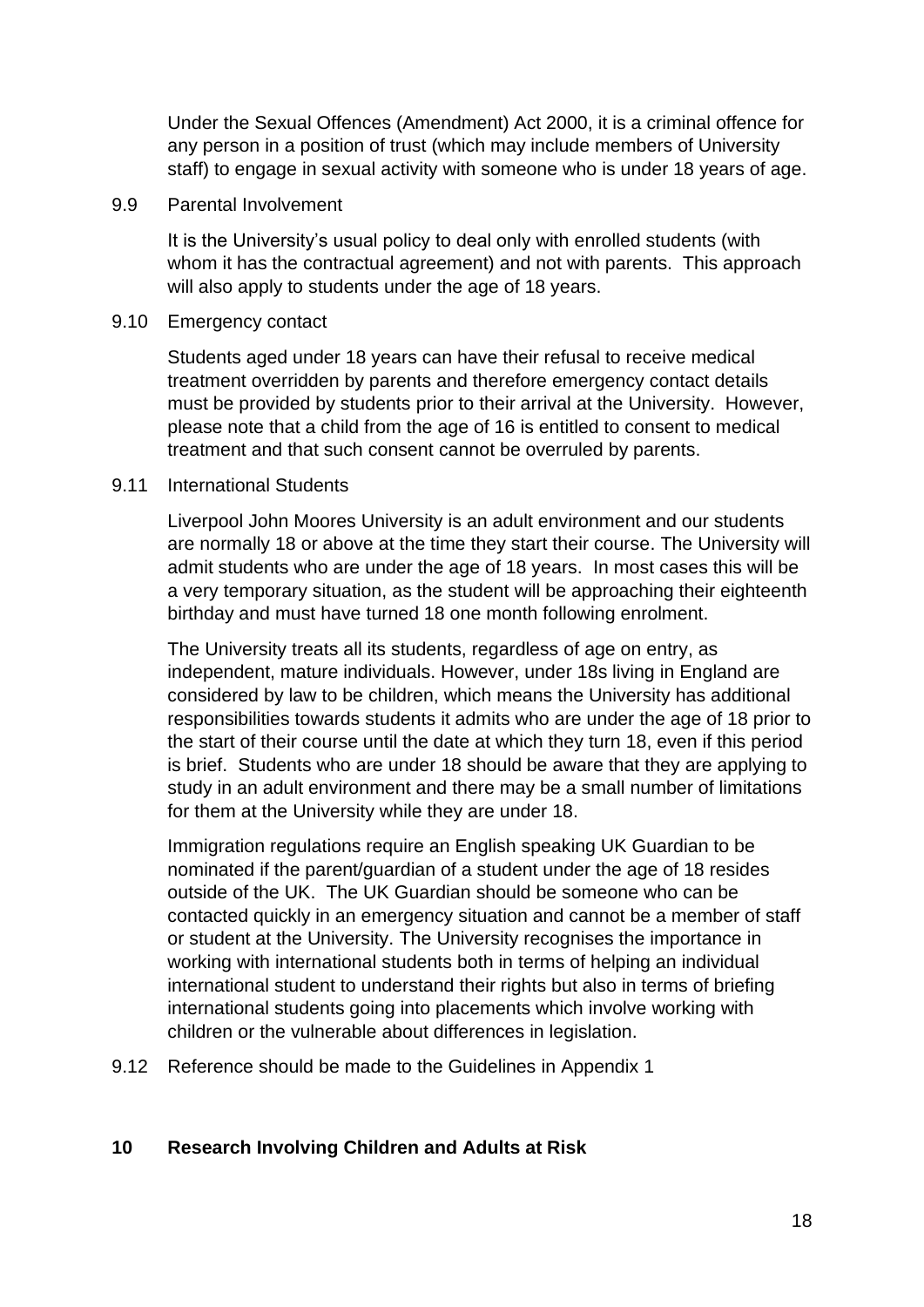Under the Sexual Offences (Amendment) Act 2000, it is a criminal offence for any person in a position of trust (which may include members of University staff) to engage in sexual activity with someone who is under 18 years of age.

9.9 Parental Involvement

It is the University's usual policy to deal only with enrolled students (with whom it has the contractual agreement) and not with parents. This approach will also apply to students under the age of 18 years.

9.10 Emergency contact

Students aged under 18 years can have their refusal to receive medical treatment overridden by parents and therefore emergency contact details must be provided by students prior to their arrival at the University. However, please note that a child from the age of 16 is entitled to consent to medical treatment and that such consent cannot be overruled by parents.

9.11 International Students

Liverpool John Moores University is an adult environment and our students are normally 18 or above at the time they start their course. The University will admit students who are under the age of 18 years. In most cases this will be a very temporary situation, as the student will be approaching their eighteenth birthday and must have turned 18 one month following enrolment.

The University treats all its students, regardless of age on entry, as independent, mature individuals. However, under 18s living in England are considered by law to be children, which means the University has additional responsibilities towards students it admits who are under the age of 18 prior to the start of their course until the date at which they turn 18, even if this period is brief. Students who are under 18 should be aware that they are applying to study in an adult environment and there may be a small number of limitations for them at the University while they are under 18.

Immigration regulations require an English speaking UK Guardian to be nominated if the parent/guardian of a student under the age of 18 resides outside of the UK. The UK Guardian should be someone who can be contacted quickly in an emergency situation and cannot be a member of staff or student at the University. The University recognises the importance in working with international students both in terms of helping an individual international student to understand their rights but also in terms of briefing international students going into placements which involve working with children or the vulnerable about differences in legislation.

9.12 Reference should be made to the Guidelines in Appendix 1

## 10 Research Involving Children and Adults at Risk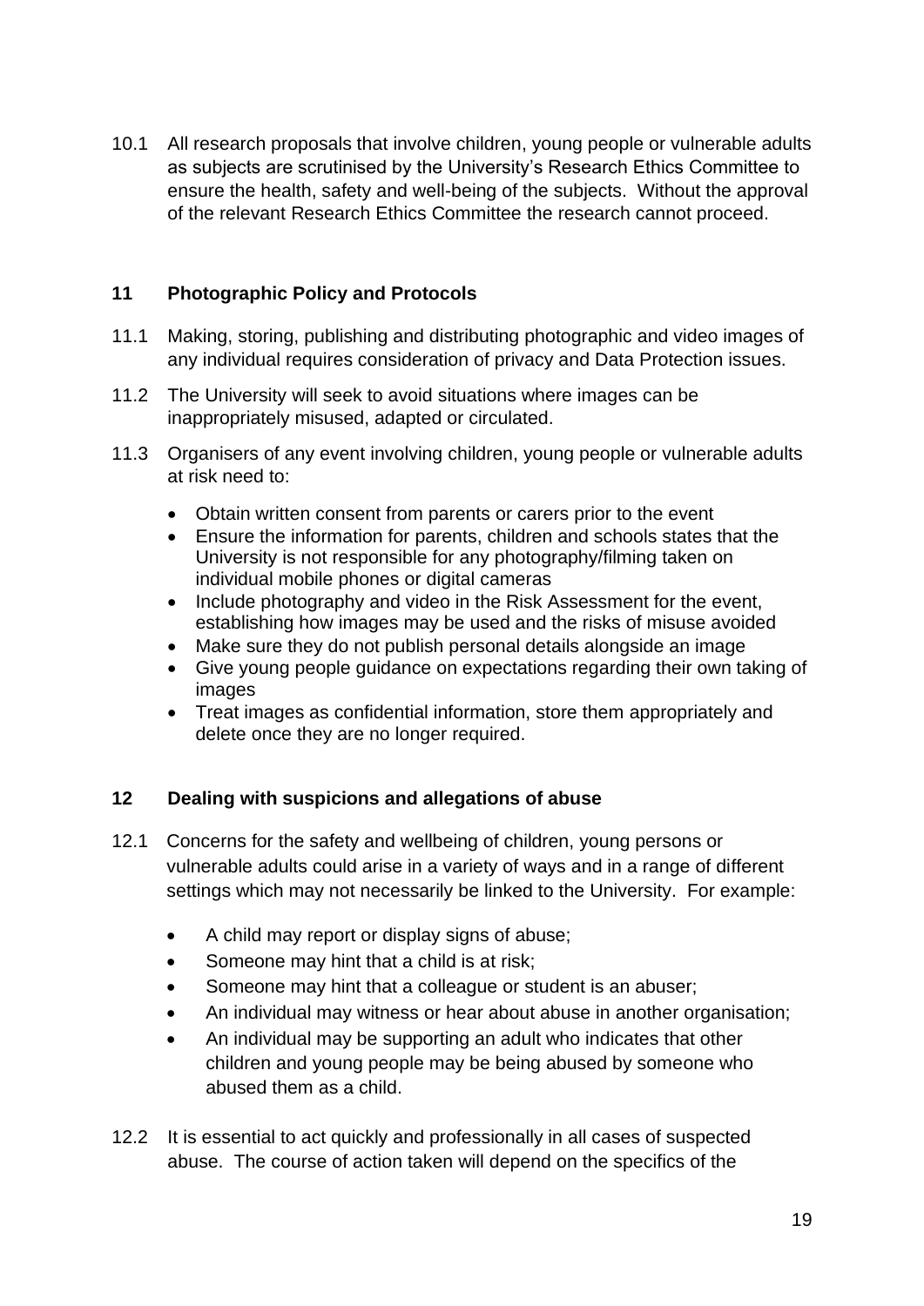10.1 All research proposals that involve children, young people or vulnerable adults as subjects are scrutinised by the University's Research Ethics Committee to ensure the health, safety and well-being of the subjects. Without the approval of the relevant Research Ethics Committee the research cannot proceed.

## 11 Photographic Policy and Protocols

11.1 Making, storing, publishing and distributing photographic and video images of any individual requires consideration of privacy and Data Protection issues.

11.2 The University will seek to avoid situations where images can be inappropriately misused, adapted or circulated.

11.3 Organisers of any event involving children, young people or vulnerable adults at risk need to:

- Obtain written consent from parents or carers prior to the event
- Ensure the information for parents, children and schools states that the University is not responsible for any photography/filming taken on individual mobile phones or digital cameras
- Include photography and video in the Risk Assessment for the event, establishing how images may be used and the risks of misuse avoided
- Make sure they do not publish personal details alongside an image
- Give young people guidance on expectations regarding their own taking of images
- Treat images as confidential information, store them appropriately and delete once they are no longer required.

## 12 Dealing with suspicions and allegations of abuse

12.1 Concerns for the safety and wellbeing of children, young persons or vulnerable adults could arise in a variety of ways and in a range of different settings which may not necessarily be linked to the University. For example:

- A child may report or display signs of abuse;
- Someone may hint that a child is at risk;
- Someone may hint that a colleague or student is an abuser;
- An individual may witness or hear about abuse in another organisation;
- An individual may be supporting an adult who indicates that other children and young people may be being abused by someone who abused them as a child.

12.2 It is essential to act quickly and professionally in all cases of suspected abuse. The course of action taken will depend on the specifics of the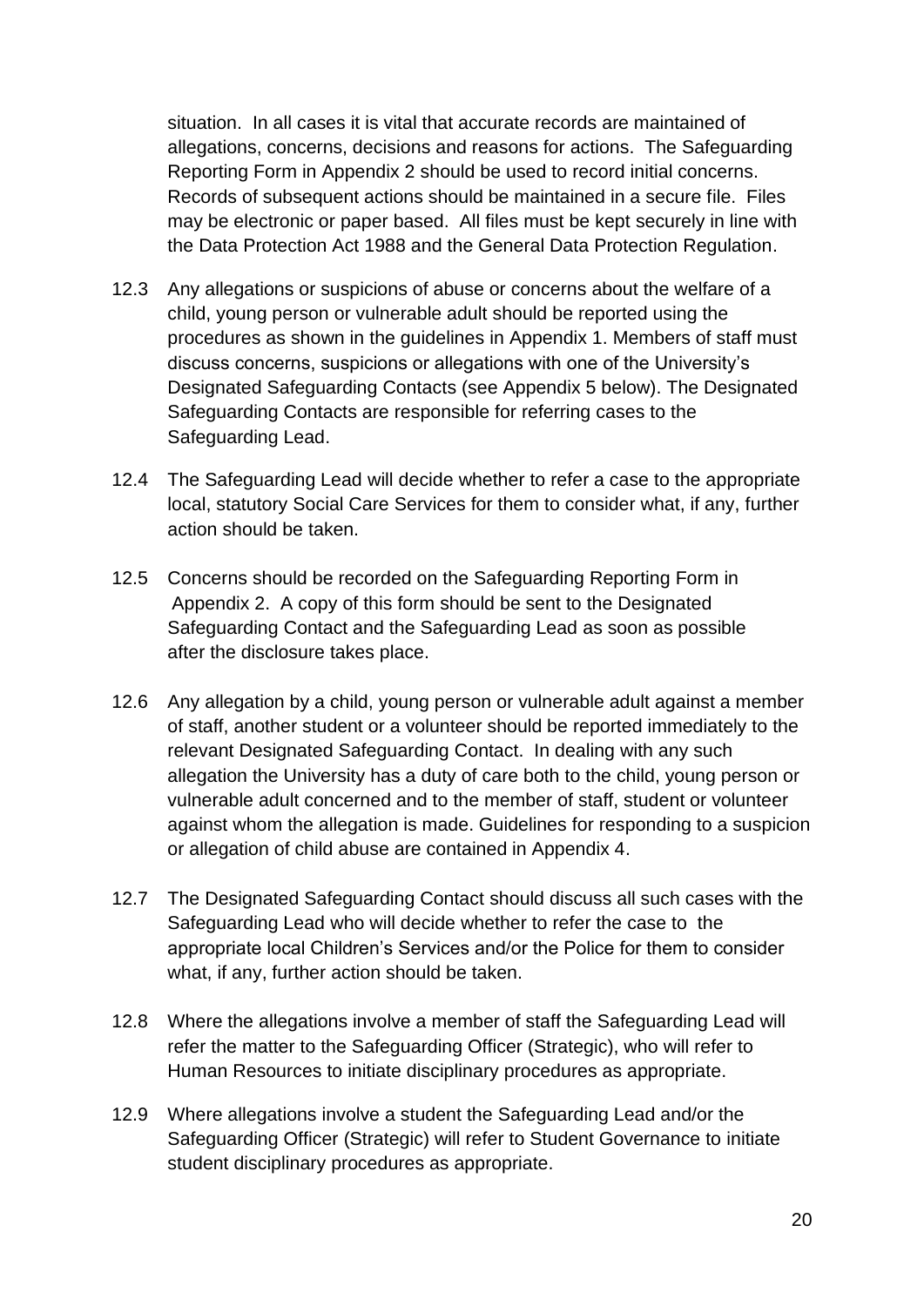situation. In all cases it is vital that accurate records are maintained of allegations, concerns, decisions and reasons for actions. The Safeguarding Reporting Form in Appendix 2 should be used to record initial concerns. Records of subsequent actions should be maintained in a secure file. Files may be electronic or paper based. All files must be kept securely in line with the Data Protection Act 1988 and the General Data Protection Regulation.

12.3 Any allegations or suspicions of abuse or concerns about the welfare of a child, young person or vulnerable adult should be reported using the procedures as shown in the guidelines in Appendix 1. Members of staff must discuss concerns, suspicions or allegations with one of the University's Designated Safeguarding Contacts (see Appendix 5 below). The Designated Safeguarding Contacts are responsible for referring cases to the Safeguarding Lead.

12.4 The Safeguarding Lead will decide whether to refer a case to the appropriate local, statutory Social Care Services for them to consider what, if any, further action should be taken.

12.5 Concerns should be recorded on the Safeguarding Reporting Form in Appendix 2. A copy of this form should be sent to the Designated Safeguarding Contact and the Safeguarding Lead as soon as possible after the disclosure takes place.

12.6 Any allegation by a child, young person or vulnerable adult against a member of staff, another student or a volunteer should be reported immediately to the relevant Designated Safeguarding Contact. In dealing with any such allegation the University has a duty of care both to the child, young person or vulnerable adult concerned and to the member of staff, student or volunteer against whom the allegation is made. Guidelines for responding to a suspicion or allegation of child abuse are contained in Appendix 4.

12.7 The Designated Safeguarding Contact should discuss all such cases with the Safeguarding Lead who will decide whether to refer the case to the appropriate local Children's Services and/or the Police for them to consider what, if any, further action should be taken.

12.8 Where the allegations involve a member of staff the Safeguarding Lead will refer the matter to the Safeguarding Officer (Strategic), who will refer to Human Resources to initiate disciplinary procedures as appropriate.

12.9 Where allegations involve a student the Safeguarding Lead and/or the Safeguarding Officer (Strategic) will refer to Student Governance to initiate student disciplinary procedures as appropriate.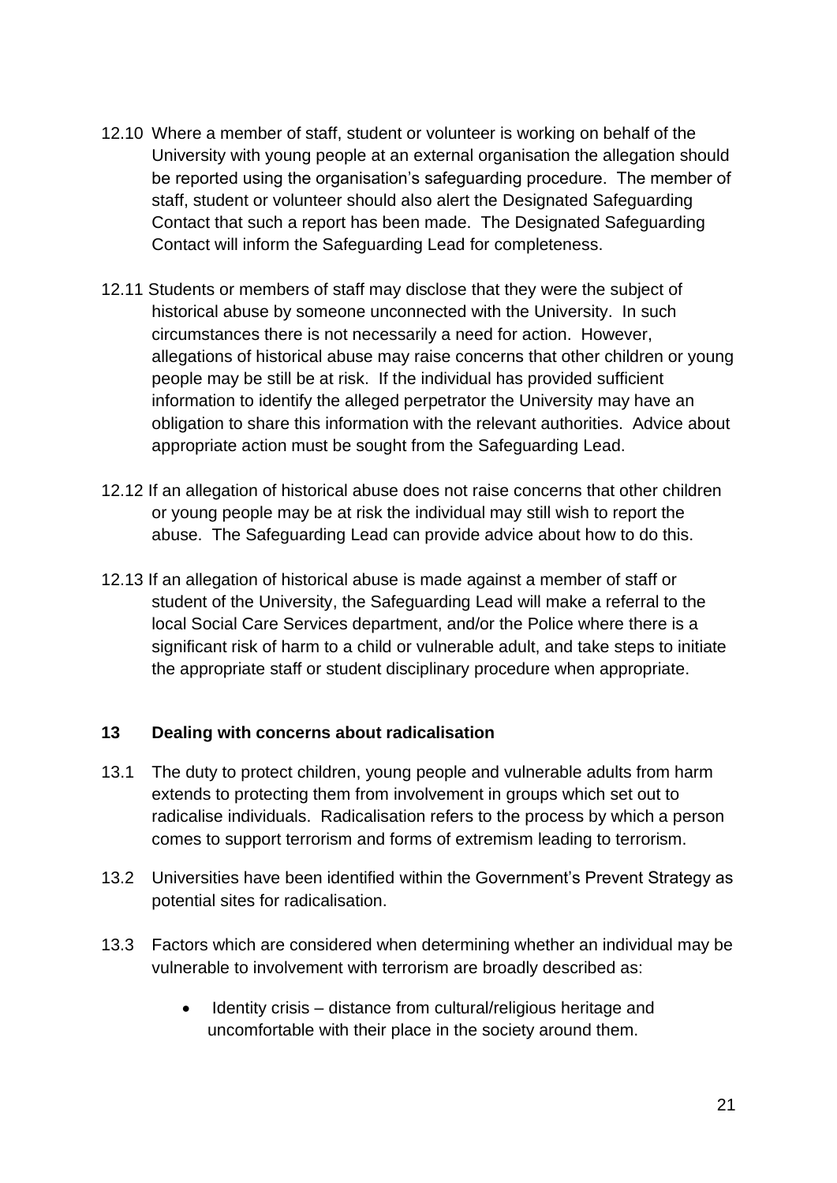12.10 Where a member of staff, student or volunteer is working on behalf of the University with young people at an external organisation the allegation should be reported using the organisation's safeguarding procedure. The member of staff, student or volunteer should also alert the Designated Safeguarding Contact that such a report has been made. The Designated Safeguarding Contact will inform the Safeguarding Lead for completeness.

12.11 Students or members of staff may disclose that they were the subject of historical abuse by someone unconnected with the University. In such circumstances there is not necessarily a need for action. However, allegations of historical abuse may raise concerns that other children or young people may be still be at risk. If the individual has provided sufficient information to identify the alleged perpetrator the University may have an obligation to share this information with the relevant authorities. Advice about appropriate action must be sought from the Safeguarding Lead.

12.12 If an allegation of historical abuse does not raise concerns that other children or young people may be at risk the individual may still wish to report the abuse. The Safeguarding Lead can provide advice about how to do this.

12.13 If an allegation of historical abuse is made against a member of staff or student of the University, the Safeguarding Lead will make a referral to the local Social Care Services department, and/or the Police where there is a significant risk of harm to a child or vulnerable adult, and take steps to initiate the appropriate staff or student disciplinary procedure when appropriate.

## 13 Dealing with concerns about radicalisation

13.1 The duty to protect children, young people and vulnerable adults from harm extends to protecting them from involvement in groups which set out to radicalise individuals. Radicalisation refers to the process by which a person comes to support terrorism and forms of extremism leading to terrorism.

13.2 Universities have been identified within the Government's Prevent Strategy as potential sites for radicalisation.

13.3 Factors which are considered when determining whether an individual may be vulnerable to involvement with terrorism are broadly described as:

- Identity crisis – distance from cultural/religious heritage and uncomfortable with their place in the society around them.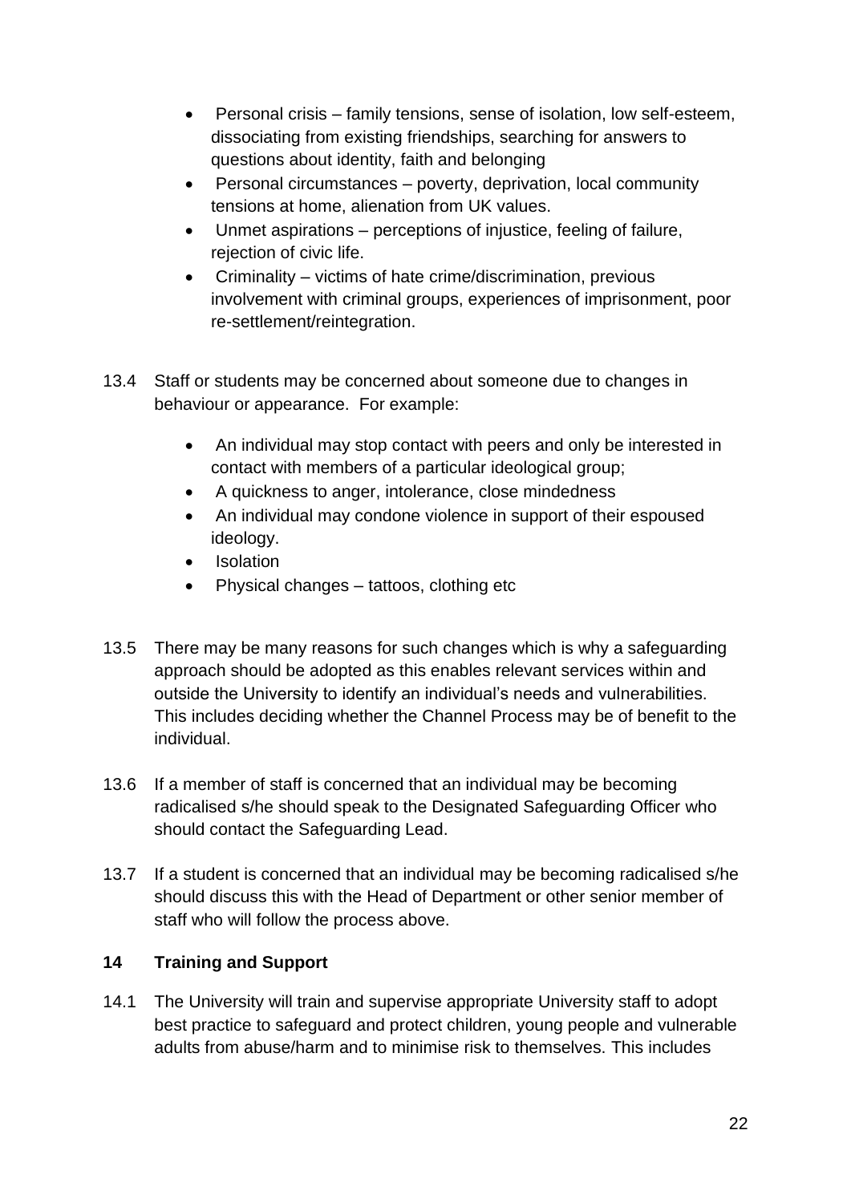- Personal crisis – family tensions, sense of isolation, low self-esteem, dissociating from existing friendships, searching for answers to questions about identity, faith and belonging
- Personal circumstances – poverty, deprivation, local community tensions at home, alienation from UK values.
- Unmet aspirations – perceptions of injustice, feeling of failure, rejection of civic life.
- Criminality – victims of hate crime/discrimination, previous involvement with criminal groups, experiences of imprisonment, poor re-settlement/reintegration.

13.4 Staff or students may be concerned about someone due to changes in behaviour or appearance. For example:

- An individual may stop contact with peers and only be interested in contact with members of a particular ideological group;
- A quickness to anger, intolerance, close mindedness
- An individual may condone violence in support of their espoused ideology.
- Isolation
- Physical changes – tattoos, clothing etc

13.5 There may be many reasons for such changes which is why a safeguarding approach should be adopted as this enables relevant services within and outside the University to identify an individual's needs and vulnerabilities. This includes deciding whether the Channel Process may be of benefit to the individual.

13.6 If a member of staff is concerned that an individual may be becoming radicalised s/he should speak to the Designated Safeguarding Officer who should contact the Safeguarding Lead.

13.7 If a student is concerned that an individual may be becoming radicalised s/he should discuss this with the Head of Department or other senior member of staff who will follow the process above.

## 14 Training and Support

14.1 The University will train and supervise appropriate University staff to adopt best practice to safeguard and protect children, young people and vulnerable adults from abuse/harm and to minimise risk to themselves. This includes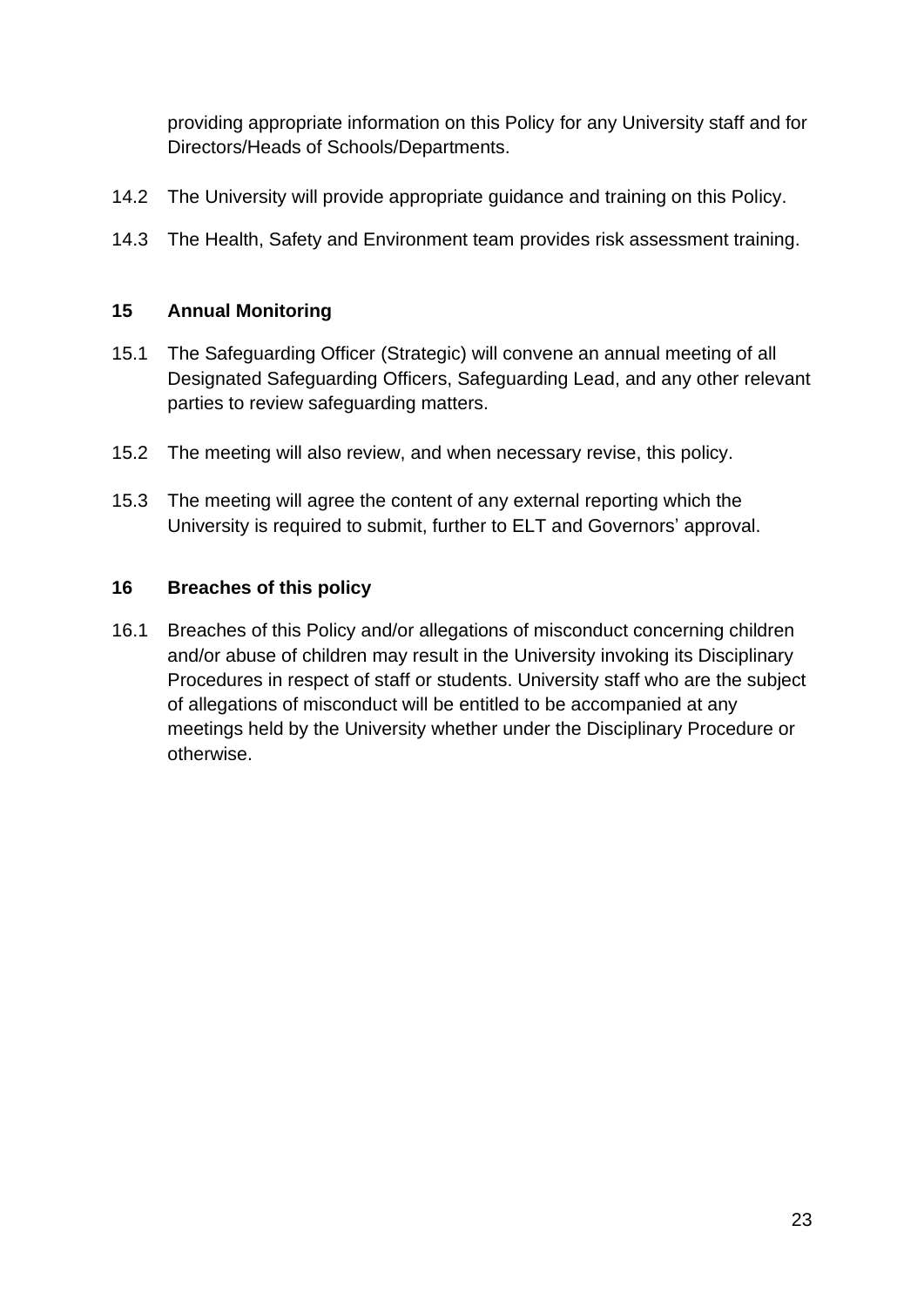providing appropriate information on this Policy for any University staff and for Directors/Heads of Schools/Departments.

14.2 The University will provide appropriate guidance and training on this Policy.

14.3 The Health, Safety and Environment team provides risk assessment training.

## 15 Annual Monitoring

15.1 The Safeguarding Officer (Strategic) will convene an annual meeting of all Designated Safeguarding Officers, Safeguarding Lead, and any other relevant parties to review safeguarding matters.

15.2 The meeting will also review, and when necessary revise, this policy.

15.3 The meeting will agree the content of any external reporting which the University is required to submit, further to ELT and Governors' approval.

## 16 Breaches of this policy

16.1 Breaches of this Policy and/or allegations of misconduct concerning children and/or abuse of children may result in the University invoking its Disciplinary Procedures in respect of staff or students. University staff who are the subject of allegations of misconduct will be entitled to be accompanied at any meetings held by the University whether under the Disciplinary Procedure or otherwise.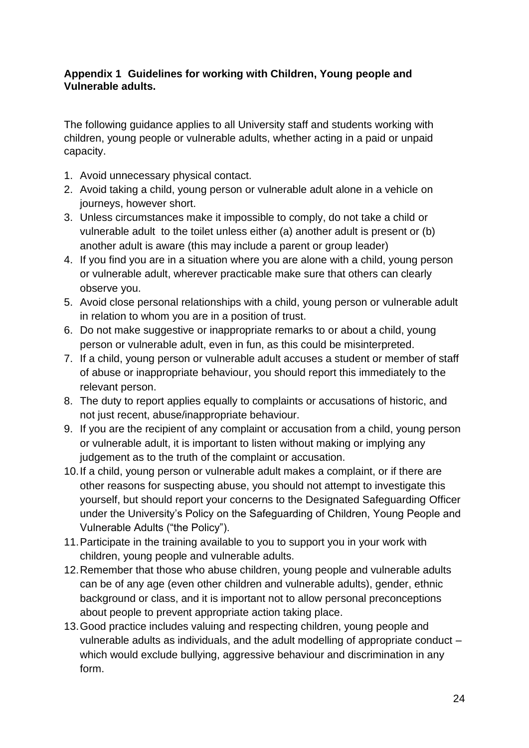**Appendix 1 Guidelines for working with Children, Young people and Vulnerable adults.**

The following guidance applies to all University staff and students working with children, young people or vulnerable adults, whether acting in a paid or unpaid capacity.

1. Avoid unnecessary physical contact.
2. Avoid taking a child, young person or vulnerable adult alone in a vehicle on journeys, however short.
3. Unless circumstances make it impossible to comply, do not take a child or vulnerable adult to the toilet unless either (a) another adult is present or (b) another adult is aware (this may include a parent or group leader)
4. If you find you are in a situation where you are alone with a child, young person or vulnerable adult, wherever practicable make sure that others can clearly observe you.
5. Avoid close personal relationships with a child, young person or vulnerable adult in relation to whom you are in a position of trust.
6. Do not make suggestive or inappropriate remarks to or about a child, young person or vulnerable adult, even in fun, as this could be misinterpreted.
7. If a child, young person or vulnerable adult accuses a student or member of staff of abuse or inappropriate behaviour, you should report this immediately to the relevant person.
8. The duty to report applies equally to complaints or accusations of historic, and not just recent, abuse/inappropriate behaviour.
9. If you are the recipient of any complaint or accusation from a child, young person or vulnerable adult, it is important to listen without making or implying any judgement as to the truth of the complaint or accusation.
10. If a child, young person or vulnerable adult makes a complaint, or if there are other reasons for suspecting abuse, you should not attempt to investigate this yourself, but should report your concerns to the Designated Safeguarding Officer under the University's Policy on the Safeguarding of Children, Young People and Vulnerable Adults ("the Policy").
11. Participate in the training available to you to support you in your work with children, young people and vulnerable adults.
12. Remember that those who abuse children, young people and vulnerable adults can be of any age (even other children and vulnerable adults), gender, ethnic background or class, and it is important not to allow personal preconceptions about people to prevent appropriate action taking place.
13. Good practice includes valuing and respecting children, young people and vulnerable adults as individuals, and the adult modelling of appropriate conduct – which would exclude bullying, aggressive behaviour and discrimination in any form.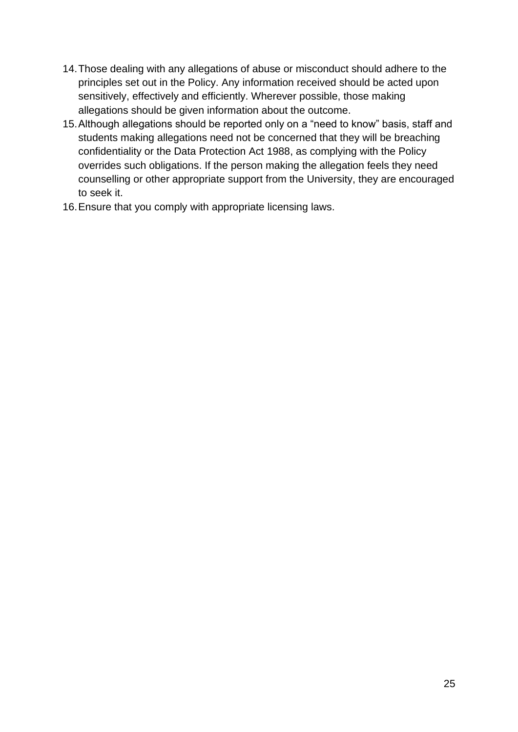14. Those dealing with any allegations of abuse or misconduct should adhere to the principles set out in the Policy. Any information received should be acted upon sensitively, effectively and efficiently. Wherever possible, those making allegations should be given information about the outcome.
15. Although allegations should be reported only on a "need to know" basis, staff and students making allegations need not be concerned that they will be breaching confidentiality or the Data Protection Act 1988, as complying with the Policy overrides such obligations. If the person making the allegation feels they need counselling or other appropriate support from the University, they are encouraged to seek it.
16. Ensure that you comply with appropriate licensing laws.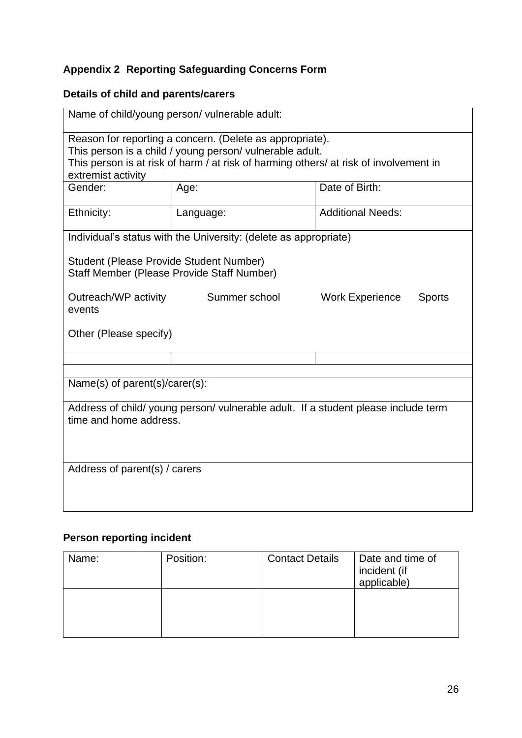### Appendix 2 Reporting Safeguarding Concerns Form

**Details of child and parents/carers**

| Name of child/young person/ vulnerable adult: | | |
|---|---|---|
| Reason for reporting a concern. (Delete as appropriate).<br>This person is a child / young person/ vulnerable adult.<br>This person is at risk of harm / at risk of harming others/ at risk of involvement in extremist activity | | |
| Gender: | Age: | Date of Birth: |
| Ethnicity: | Language: | Additional Needs: |
| Individual's status with the University: (delete as appropriate)<br><br>Student (Please Provide Student Number)<br>Staff Member (Please Provide Staff Number)<br><br>Outreach/WP activity Summer school Work Experience Sports events<br><br>Other (Please specify) | | |
| | | |
| | | |
| Name(s) of parent(s)/carer(s): | | |
| Address of child/ young person/ vulnerable adult. If a student please include term time and home address. | | |
| Address of parent(s) / carers | | |

**Person reporting incident**

| Name: | Position: | Contact Details | Date and time of incident (if applicable) |
|---|---|---|---|
| | | | |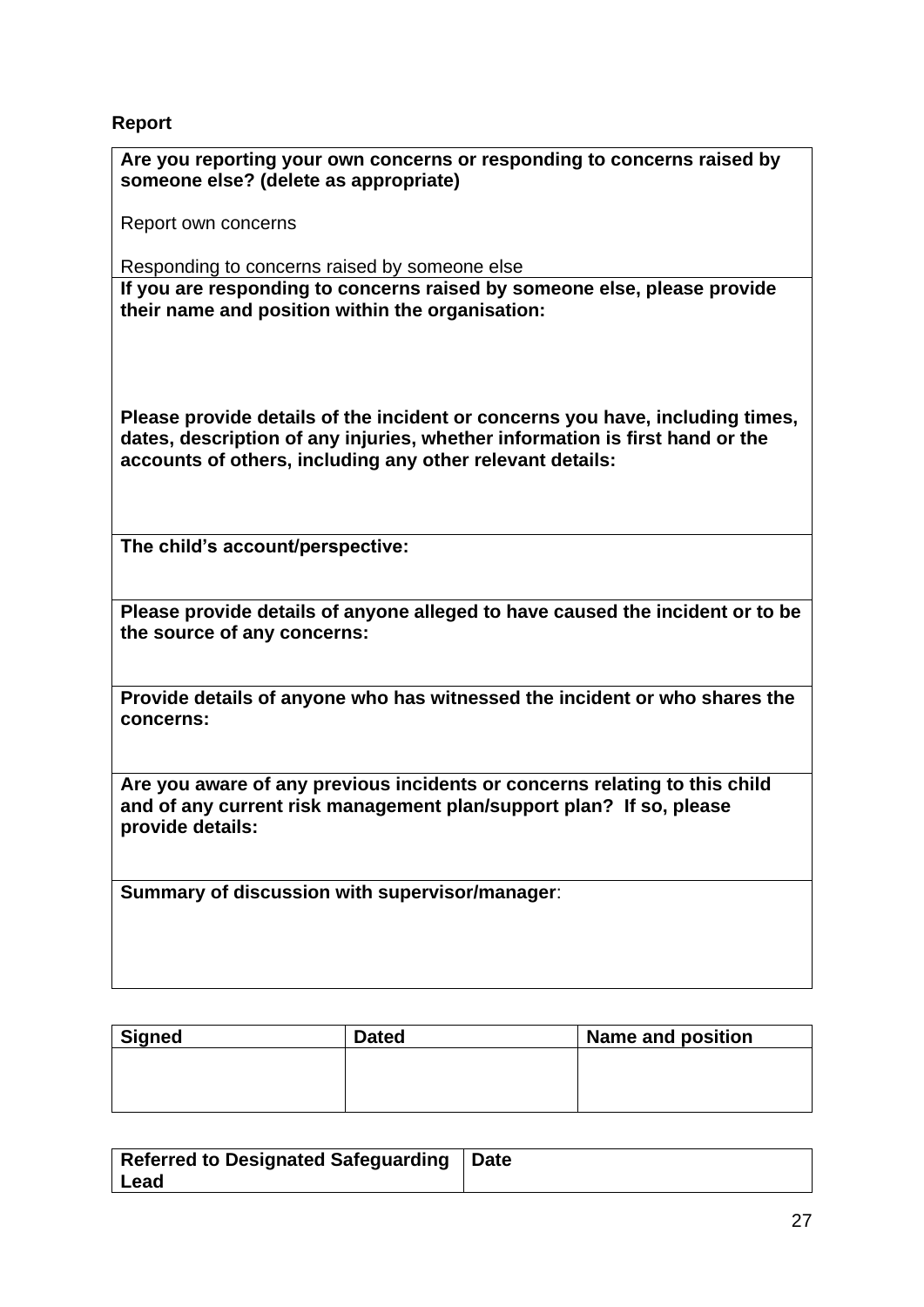**Report**

| Are you reporting your own concerns or responding to concerns raised by someone else? (delete as appropriate)<br><br>Report own concerns<br><br>Responding to concerns raised by someone else |
|---|
| **If you are responding to concerns raised by someone else, please provide their name and position within the organisation:**<br><br><br><br>**Please provide details of the incident or concerns you have, including times, dates, description of any injuries, whether information is first hand or the accounts of others, including any other relevant details:** |
| **The child's account/perspective:** |
| **Please provide details of anyone alleged to have caused the incident or to be the source of any concerns:** |
| **Provide details of anyone who has witnessed the incident or who shares the concerns:** |
| **Are you aware of any previous incidents or concerns relating to this child and of any current risk management plan/support plan? If so, please provide details:** |
| **Summary of discussion with supervisor/manager**: |

| Signed | Dated | Name and position |
|---|---|---|
| | | |

| Referred to Designated Safeguarding Lead | Date |
|---|---|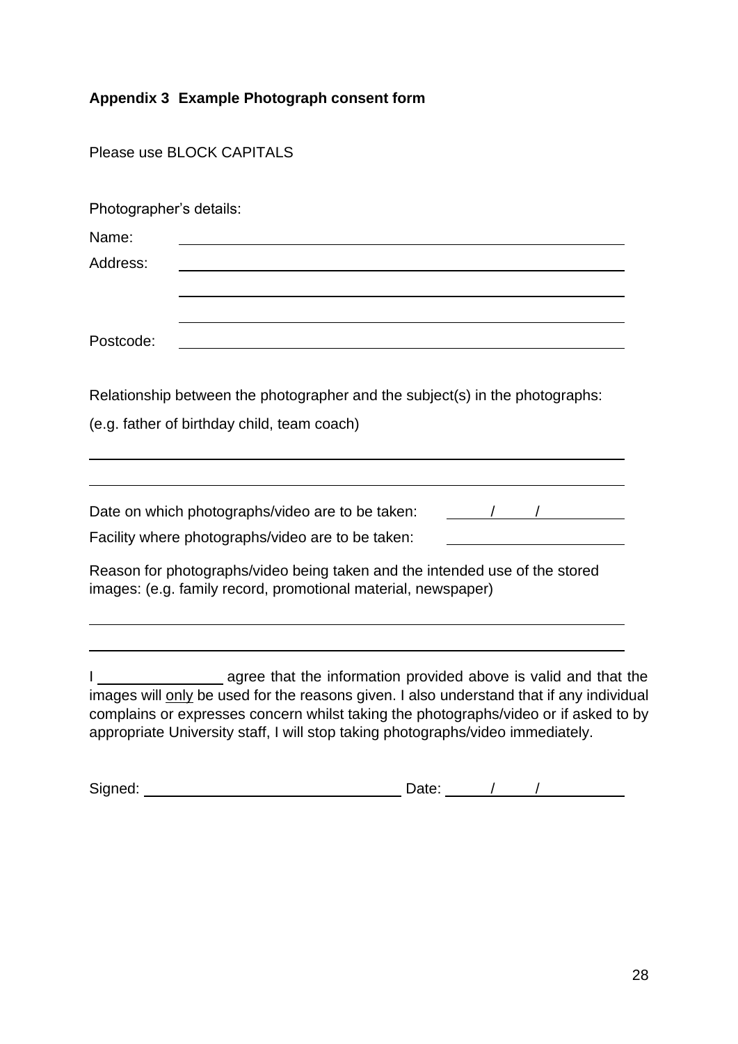**Appendix 3 Example Photograph consent form**

Please use BLOCK CAPITALS

Photographer's details:

Name: ______________________________________________

Address: ______________________________________________

______________________________________________

______________________________________________

Postcode: ______________________________________________

Relationship between the photographer and the subject(s) in the photographs:

(e.g. father of birthday child, team coach)

______________________________________________

______________________________________________

Date on which photographs/video are to be taken: ____/____/________

Facility where photographs/video are to be taken: ________________

Reason for photographs/video being taken and the intended use of the stored images: (e.g. family record, promotional material, newspaper)

______________________________________________

______________________________________________

I ________________ agree that the information provided above is valid and that the images will <u>only</u> be used for the reasons given. I also understand that if any individual complains or expresses concern whilst taking the photographs/video or if asked to by appropriate University staff, I will stop taking photographs/video immediately.

Signed: ________________________________ Date: ____/____/________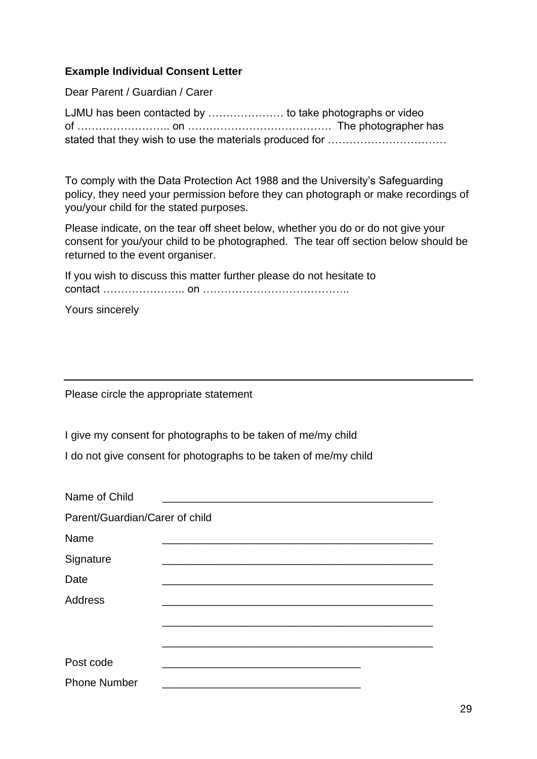**Example Individual Consent Letter**

Dear Parent / Guardian / Carer

LJMU has been contacted by ………………… to take photographs or video of …………………….. on …………………………………. The photographer has stated that they wish to use the materials produced for ……………………………

To comply with the Data Protection Act 1988 and the University's Safeguarding policy, they need your permission before they can photograph or make recordings of you/your child for the stated purposes.

Please indicate, on the tear off sheet below, whether you do or do not give your consent for you/your child to be photographed. The tear off section below should be returned to the event organiser.

If you wish to discuss this matter further please do not hesitate to contact ………………….. on …………………………………..

Yours sincerely

---

Please circle the appropriate statement

I give my consent for photographs to be taken of me/my child

I do not give consent for photographs to be taken of me/my child

Name of Child \_\_\_\_\_\_\_\_\_\_\_\_\_\_\_\_\_\_\_\_\_\_\_\_\_\_\_\_\_\_\_\_\_\_\_\_\_\_\_\_\_\_\_\_\_\_

Parent/Guardian/Carer of child

Name \_\_\_\_\_\_\_\_\_\_\_\_\_\_\_\_\_\_\_\_\_\_\_\_\_\_\_\_\_\_\_\_\_\_\_\_\_\_\_\_\_\_\_\_\_\_

Signature \_\_\_\_\_\_\_\_\_\_\_\_\_\_\_\_\_\_\_\_\_\_\_\_\_\_\_\_\_\_\_\_\_\_\_\_\_\_\_\_\_\_\_\_\_\_

Date \_\_\_\_\_\_\_\_\_\_\_\_\_\_\_\_\_\_\_\_\_\_\_\_\_\_\_\_\_\_\_\_\_\_\_\_\_\_\_\_\_\_\_\_\_\_

Address \_\_\_\_\_\_\_\_\_\_\_\_\_\_\_\_\_\_\_\_\_\_\_\_\_\_\_\_\_\_\_\_\_\_\_\_\_\_\_\_\_\_\_\_\_\_

\_\_\_\_\_\_\_\_\_\_\_\_\_\_\_\_\_\_\_\_\_\_\_\_\_\_\_\_\_\_\_\_\_\_\_\_\_\_\_\_\_\_\_\_\_\_

\_\_\_\_\_\_\_\_\_\_\_\_\_\_\_\_\_\_\_\_\_\_\_\_\_\_\_\_\_\_\_\_\_\_\_\_\_\_\_\_\_\_\_\_\_\_

Post code \_\_\_\_\_\_\_\_\_\_\_\_\_\_\_\_\_\_\_\_\_\_\_\_\_\_\_\_\_\_\_\_\_\_

Phone Number \_\_\_\_\_\_\_\_\_\_\_\_\_\_\_\_\_\_\_\_\_\_\_\_\_\_\_\_\_\_\_\_\_\_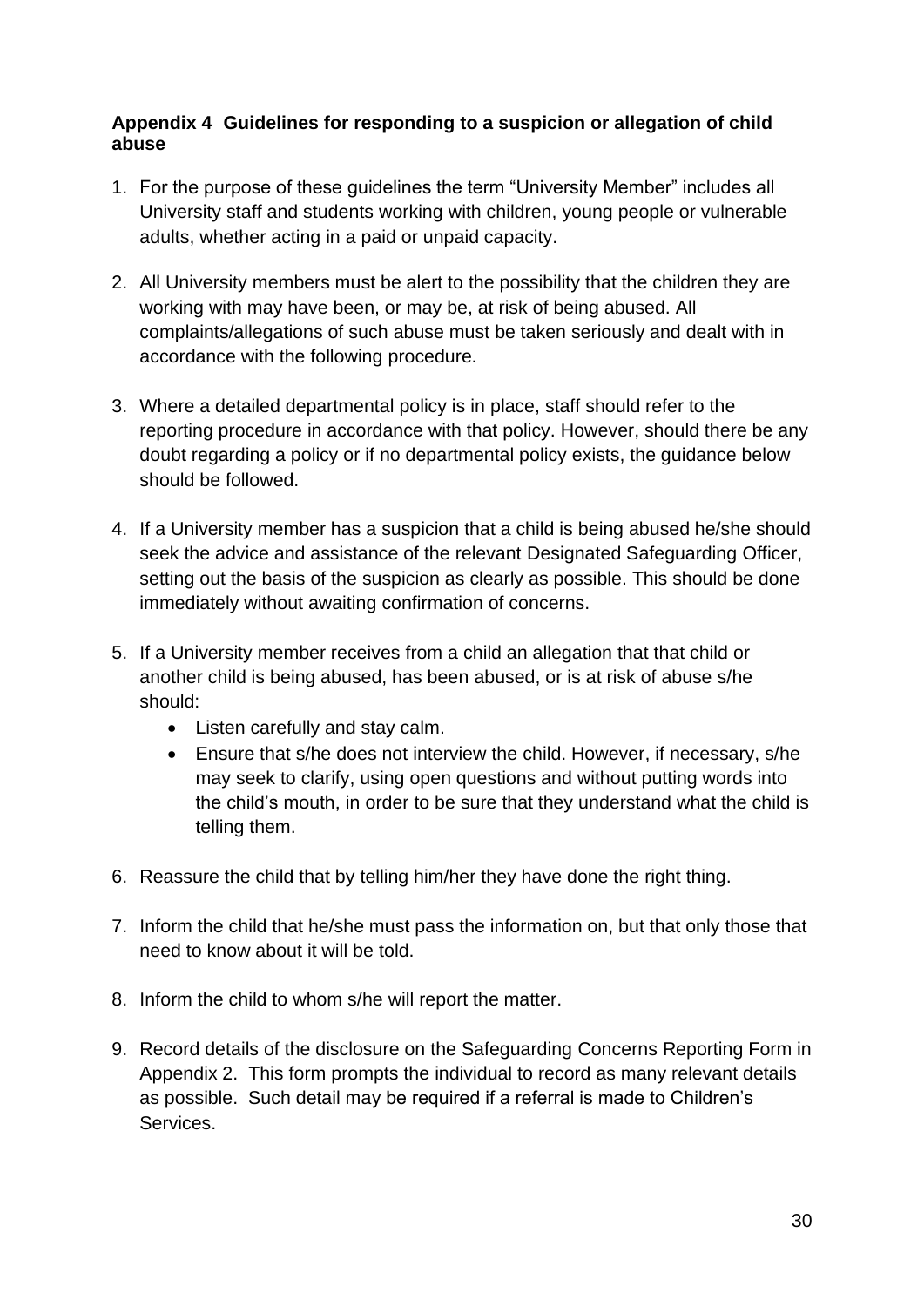**Appendix 4 Guidelines for responding to a suspicion or allegation of child abuse**

1. For the purpose of these guidelines the term "University Member" includes all University staff and students working with children, young people or vulnerable adults, whether acting in a paid or unpaid capacity.

2. All University members must be alert to the possibility that the children they are working with may have been, or may be, at risk of being abused. All complaints/allegations of such abuse must be taken seriously and dealt with in accordance with the following procedure.

3. Where a detailed departmental policy is in place, staff should refer to the reporting procedure in accordance with that policy. However, should there be any doubt regarding a policy or if no departmental policy exists, the guidance below should be followed.

4. If a University member has a suspicion that a child is being abused he/she should seek the advice and assistance of the relevant Designated Safeguarding Officer, setting out the basis of the suspicion as clearly as possible. This should be done immediately without awaiting confirmation of concerns.

5. If a University member receives from a child an allegation that that child or another child is being abused, has been abused, or is at risk of abuse s/he should:
   - Listen carefully and stay calm.
   - Ensure that s/he does not interview the child. However, if necessary, s/he may seek to clarify, using open questions and without putting words into the child's mouth, in order to be sure that they understand what the child is telling them.

6. Reassure the child that by telling him/her they have done the right thing.

7. Inform the child that he/she must pass the information on, but that only those that need to know about it will be told.

8. Inform the child to whom s/he will report the matter.

9. Record details of the disclosure on the Safeguarding Concerns Reporting Form in Appendix 2. This form prompts the individual to record as many relevant details as possible. Such detail may be required if a referral is made to Children's Services.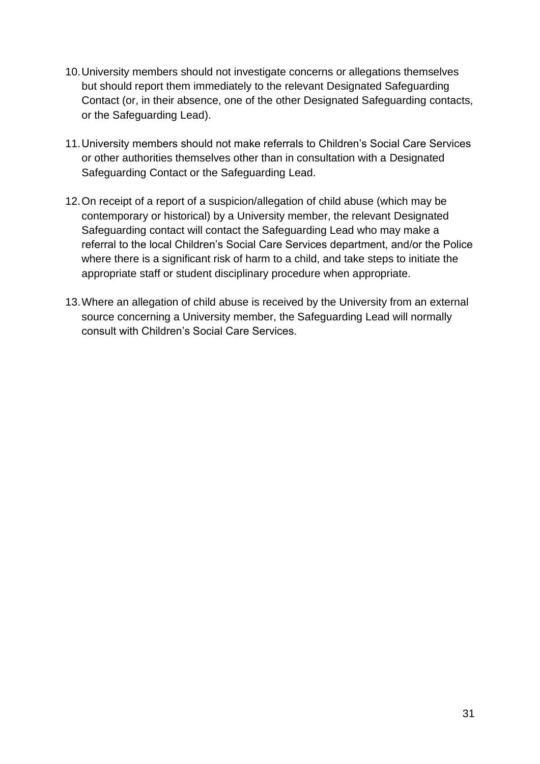10. University members should not investigate concerns or allegations themselves but should report them immediately to the relevant Designated Safeguarding Contact (or, in their absence, one of the other Designated Safeguarding contacts, or the Safeguarding Lead).

11. University members should not make referrals to Children's Social Care Services or other authorities themselves other than in consultation with a Designated Safeguarding Contact or the Safeguarding Lead.

12. On receipt of a report of a suspicion/allegation of child abuse (which may be contemporary or historical) by a University member, the relevant Designated Safeguarding contact will contact the Safeguarding Lead who may make a referral to the local Children's Social Care Services department, and/or the Police where there is a significant risk of harm to a child, and take steps to initiate the appropriate staff or student disciplinary procedure when appropriate.

13. Where an allegation of child abuse is received by the University from an external source concerning a University member, the Safeguarding Lead will normally consult with Children's Social Care Services.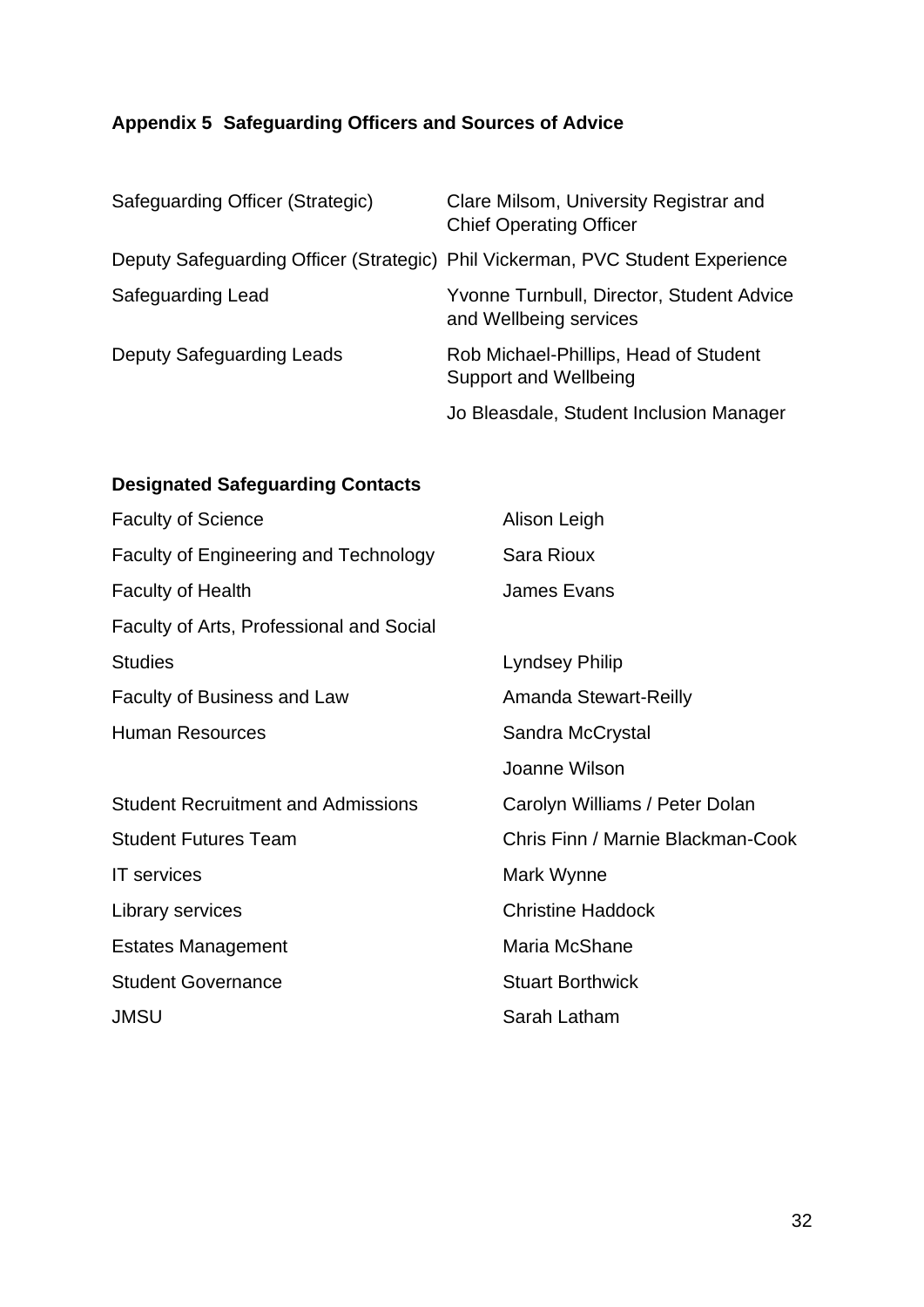## Appendix 5 Safeguarding Officers and Sources of Advice

| | |
|---|---|
| Safeguarding Officer (Strategic) | Clare Milsom, University Registrar and Chief Operating Officer |
| Deputy Safeguarding Officer (Strategic) | Phil Vickerman, PVC Student Experience |
| Safeguarding Lead | Yvonne Turnbull, Director, Student Advice and Wellbeing services |
| Deputy Safeguarding Leads | Rob Michael-Phillips, Head of Student Support and Wellbeing |
| | Jo Bleasdale, Student Inclusion Manager |

### Designated Safeguarding Contacts

| | |
|---|---|
| Faculty of Science | Alison Leigh |
| Faculty of Engineering and Technology | Sara Rioux |
| Faculty of Health | James Evans |
| Faculty of Arts, Professional and Social Studies | Lyndsey Philip |
| Faculty of Business and Law | Amanda Stewart-Reilly |
| Human Resources | Sandra McCrystal |
| | Joanne Wilson |
| Student Recruitment and Admissions | Carolyn Williams / Peter Dolan |
| Student Futures Team | Chris Finn / Marnie Blackman-Cook |
| IT services | Mark Wynne |
| Library services | Christine Haddock |
| Estates Management | Maria McShane |
| Student Governance | Stuart Borthwick |
| JMSU | Sarah Latham |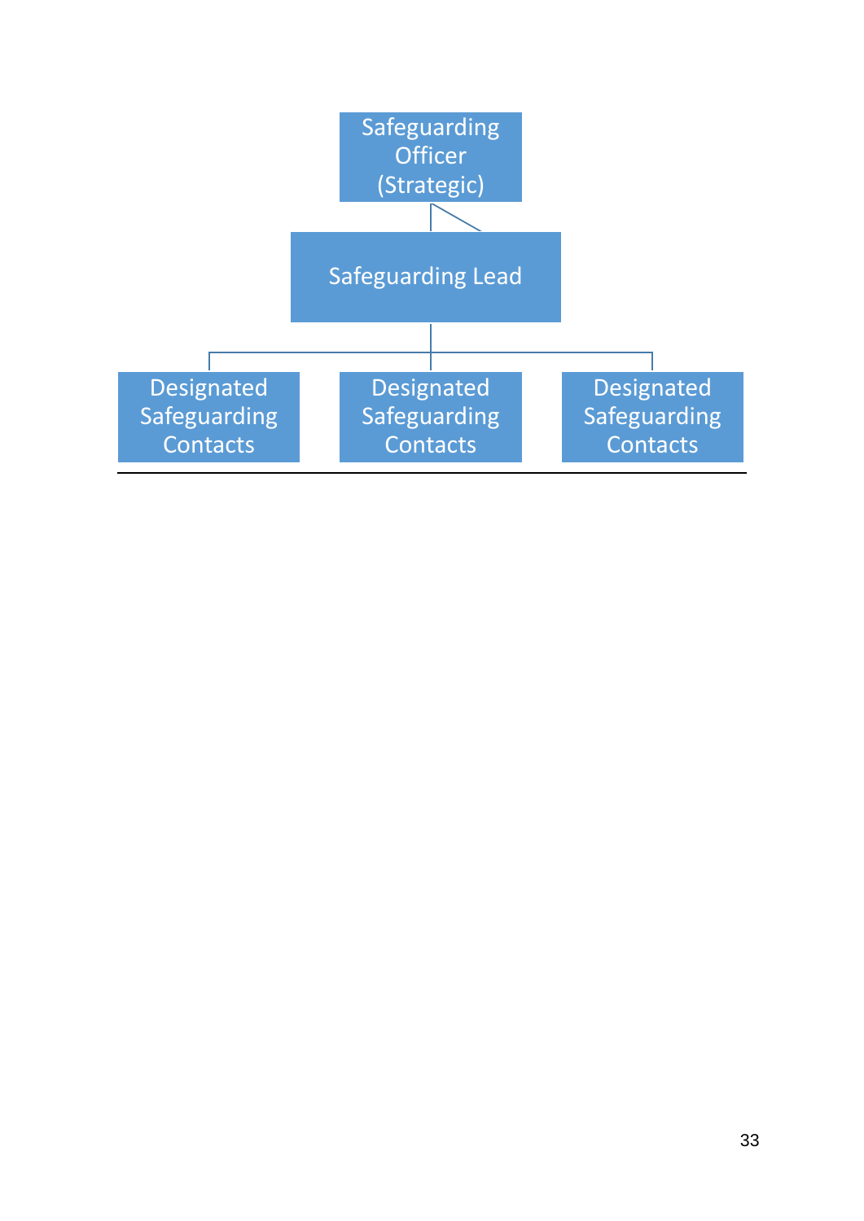Safeguarding Officer (Strategic)

Safeguarding Lead

Designated Safeguarding Contacts

Designated Safeguarding Contacts

Designated Safeguarding Contacts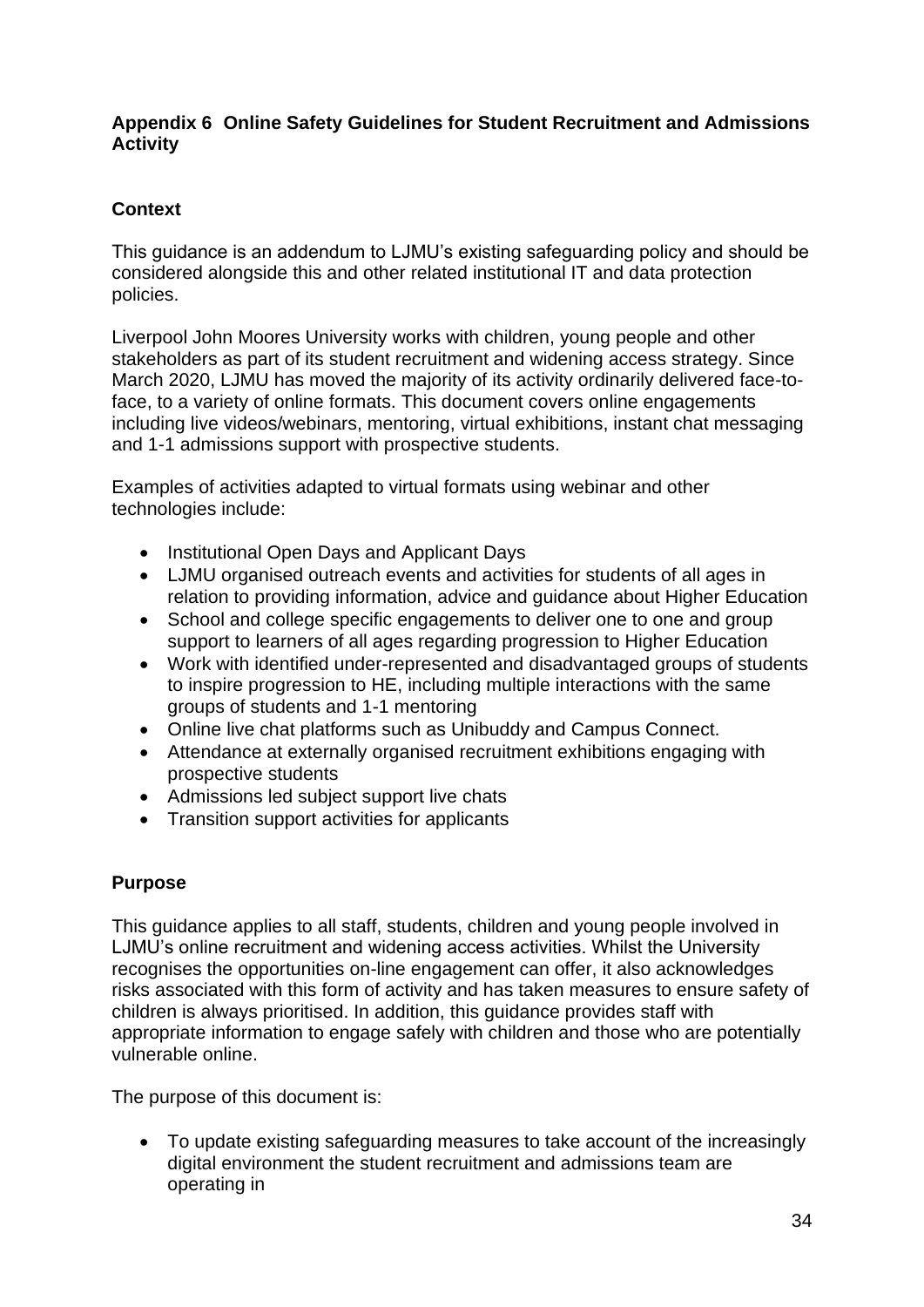## Appendix 6 Online Safety Guidelines for Student Recruitment and Admissions Activity

### Context

This guidance is an addendum to LJMU's existing safeguarding policy and should be considered alongside this and other related institutional IT and data protection policies.

Liverpool John Moores University works with children, young people and other stakeholders as part of its student recruitment and widening access strategy. Since March 2020, LJMU has moved the majority of its activity ordinarily delivered face-to-face, to a variety of online formats. This document covers online engagements including live videos/webinars, mentoring, virtual exhibitions, instant chat messaging and 1-1 admissions support with prospective students.

Examples of activities adapted to virtual formats using webinar and other technologies include:

- Institutional Open Days and Applicant Days
- LJMU organised outreach events and activities for students of all ages in relation to providing information, advice and guidance about Higher Education
- School and college specific engagements to deliver one to one and group support to learners of all ages regarding progression to Higher Education
- Work with identified under-represented and disadvantaged groups of students to inspire progression to HE, including multiple interactions with the same groups of students and 1-1 mentoring
- Online live chat platforms such as Unibuddy and Campus Connect.
- Attendance at externally organised recruitment exhibitions engaging with prospective students
- Admissions led subject support live chats
- Transition support activities for applicants

### Purpose

This guidance applies to all staff, students, children and young people involved in LJMU's online recruitment and widening access activities. Whilst the University recognises the opportunities on-line engagement can offer, it also acknowledges risks associated with this form of activity and has taken measures to ensure safety of children is always prioritised. In addition, this guidance provides staff with appropriate information to engage safely with children and those who are potentially vulnerable online.

The purpose of this document is:

- To update existing safeguarding measures to take account of the increasingly digital environment the student recruitment and admissions team are operating in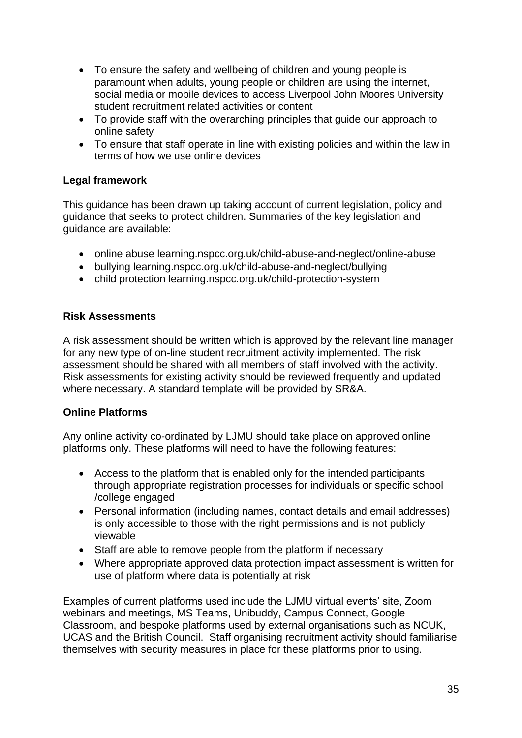- To ensure the safety and wellbeing of children and young people is paramount when adults, young people or children are using the internet, social media or mobile devices to access Liverpool John Moores University student recruitment related activities or content
- To provide staff with the overarching principles that guide our approach to online safety
- To ensure that staff operate in line with existing policies and within the law in terms of how we use online devices

**Legal framework**

This guidance has been drawn up taking account of current legislation, policy and guidance that seeks to protect children. Summaries of the key legislation and guidance are available:

- online abuse learning.nspcc.org.uk/child-abuse-and-neglect/online-abuse
- bullying learning.nspcc.org.uk/child-abuse-and-neglect/bullying
- child protection learning.nspcc.org.uk/child-protection-system

**Risk Assessments**

A risk assessment should be written which is approved by the relevant line manager for any new type of on-line student recruitment activity implemented. The risk assessment should be shared with all members of staff involved with the activity. Risk assessments for existing activity should be reviewed frequently and updated where necessary. A standard template will be provided by SR&A.

**Online Platforms**

Any online activity co-ordinated by LJMU should take place on approved online platforms only. These platforms will need to have the following features:

- Access to the platform that is enabled only for the intended participants through appropriate registration processes for individuals or specific school /college engaged
- Personal information (including names, contact details and email addresses) is only accessible to those with the right permissions and is not publicly viewable
- Staff are able to remove people from the platform if necessary
- Where appropriate approved data protection impact assessment is written for use of platform where data is potentially at risk

Examples of current platforms used include the LJMU virtual events' site, Zoom webinars and meetings, MS Teams, Unibuddy, Campus Connect, Google Classroom, and bespoke platforms used by external organisations such as NCUK, UCAS and the British Council. Staff organising recruitment activity should familiarise themselves with security measures in place for these platforms prior to using.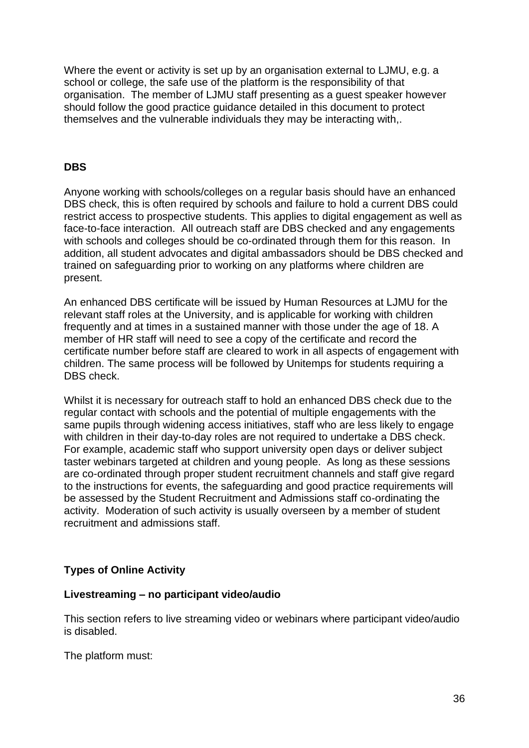Where the event or activity is set up by an organisation external to LJMU, e.g. a school or college, the safe use of the platform is the responsibility of that organisation.  The member of LJMU staff presenting as a guest speaker however should follow the good practice guidance detailed in this document to protect themselves and the vulnerable individuals they may be interacting with,.

**DBS**

Anyone working with schools/colleges on a regular basis should have an enhanced DBS check, this is often required by schools and failure to hold a current DBS could restrict access to prospective students. This applies to digital engagement as well as face-to-face interaction.  All outreach staff are DBS checked and any engagements with schools and colleges should be co-ordinated through them for this reason.  In addition, all student advocates and digital ambassadors should be DBS checked and trained on safeguarding prior to working on any platforms where children are present.

An enhanced DBS certificate will be issued by Human Resources at LJMU for the relevant staff roles at the University, and is applicable for working with children frequently and at times in a sustained manner with those under the age of 18. A member of HR staff will need to see a copy of the certificate and record the certificate number before staff are cleared to work in all aspects of engagement with children. The same process will be followed by Unitemps for students requiring a DBS check.

Whilst it is necessary for outreach staff to hold an enhanced DBS check due to the regular contact with schools and the potential of multiple engagements with the same pupils through widening access initiatives, staff who are less likely to engage with children in their day-to-day roles are not required to undertake a DBS check. For example, academic staff who support university open days or deliver subject taster webinars targeted at children and young people.  As long as these sessions are co-ordinated through proper student recruitment channels and staff give regard to the instructions for events, the safeguarding and good practice requirements will be assessed by the Student Recruitment and Admissions staff co-ordinating the activity.  Moderation of such activity is usually overseen by a member of student recruitment and admissions staff.

**Types of Online Activity**

**Livestreaming – no participant video/audio**

This section refers to live streaming video or webinars where participant video/audio is disabled.

The platform must: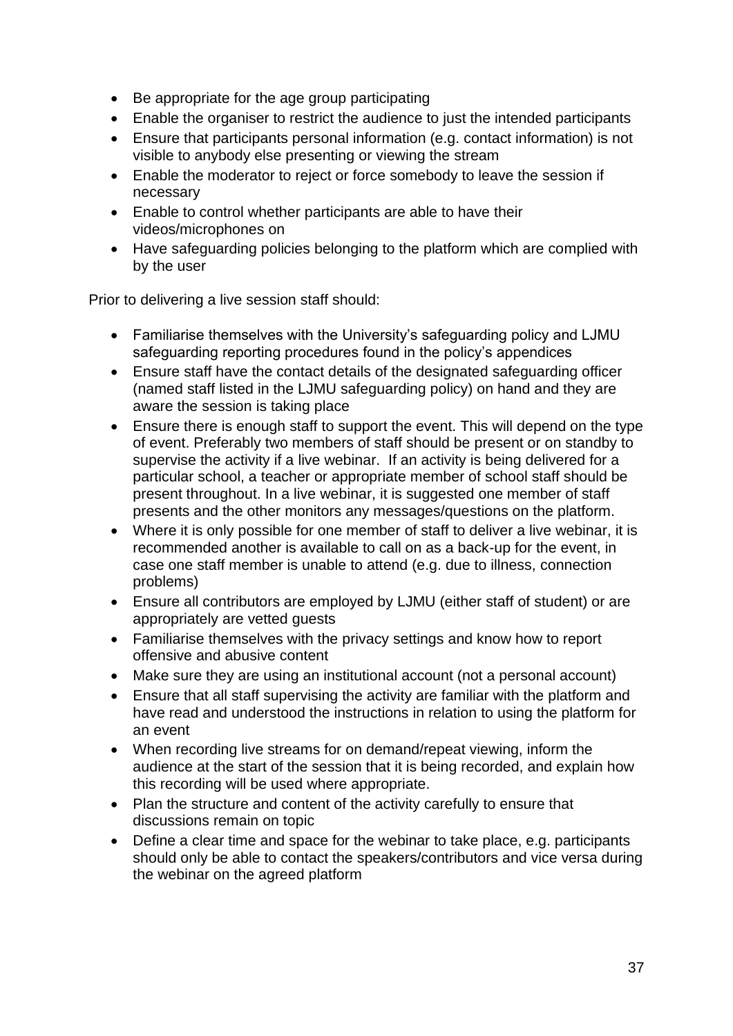- Be appropriate for the age group participating
- Enable the organiser to restrict the audience to just the intended participants
- Ensure that participants personal information (e.g. contact information) is not visible to anybody else presenting or viewing the stream
- Enable the moderator to reject or force somebody to leave the session if necessary
- Enable to control whether participants are able to have their videos/microphones on
- Have safeguarding policies belonging to the platform which are complied with by the user

Prior to delivering a live session staff should:

- Familiarise themselves with the University's safeguarding policy and LJMU safeguarding reporting procedures found in the policy's appendices
- Ensure staff have the contact details of the designated safeguarding officer (named staff listed in the LJMU safeguarding policy) on hand and they are aware the session is taking place
- Ensure there is enough staff to support the event. This will depend on the type of event. Preferably two members of staff should be present or on standby to supervise the activity if a live webinar. If an activity is being delivered for a particular school, a teacher or appropriate member of school staff should be present throughout. In a live webinar, it is suggested one member of staff presents and the other monitors any messages/questions on the platform.
- Where it is only possible for one member of staff to deliver a live webinar, it is recommended another is available to call on as a back-up for the event, in case one staff member is unable to attend (e.g. due to illness, connection problems)
- Ensure all contributors are employed by LJMU (either staff of student) or are appropriately are vetted guests
- Familiarise themselves with the privacy settings and know how to report offensive and abusive content
- Make sure they are using an institutional account (not a personal account)
- Ensure that all staff supervising the activity are familiar with the platform and have read and understood the instructions in relation to using the platform for an event
- When recording live streams for on demand/repeat viewing, inform the audience at the start of the session that it is being recorded, and explain how this recording will be used where appropriate.
- Plan the structure and content of the activity carefully to ensure that discussions remain on topic
- Define a clear time and space for the webinar to take place, e.g. participants should only be able to contact the speakers/contributors and vice versa during the webinar on the agreed platform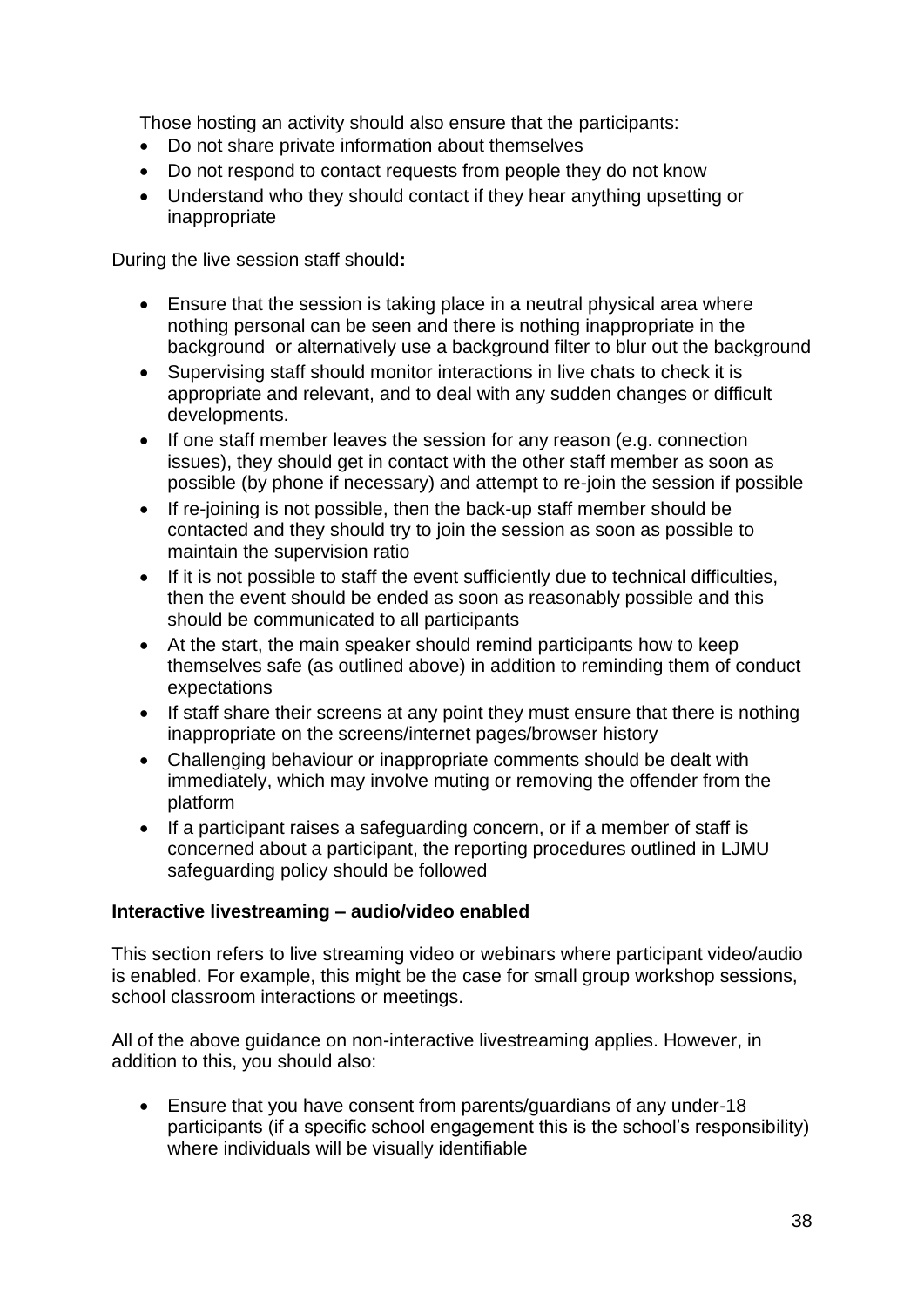Those hosting an activity should also ensure that the participants:

- Do not share private information about themselves
- Do not respond to contact requests from people they do not know
- Understand who they should contact if they hear anything upsetting or inappropriate

During the live session staff should**:**

- Ensure that the session is taking place in a neutral physical area where nothing personal can be seen and there is nothing inappropriate in the background or alternatively use a background filter to blur out the background
- Supervising staff should monitor interactions in live chats to check it is appropriate and relevant, and to deal with any sudden changes or difficult developments.
- If one staff member leaves the session for any reason (e.g. connection issues), they should get in contact with the other staff member as soon as possible (by phone if necessary) and attempt to re-join the session if possible
- If re-joining is not possible, then the back-up staff member should be contacted and they should try to join the session as soon as possible to maintain the supervision ratio
- If it is not possible to staff the event sufficiently due to technical difficulties, then the event should be ended as soon as reasonably possible and this should be communicated to all participants
- At the start, the main speaker should remind participants how to keep themselves safe (as outlined above) in addition to reminding them of conduct expectations
- If staff share their screens at any point they must ensure that there is nothing inappropriate on the screens/internet pages/browser history
- Challenging behaviour or inappropriate comments should be dealt with immediately, which may involve muting or removing the offender from the platform
- If a participant raises a safeguarding concern, or if a member of staff is concerned about a participant, the reporting procedures outlined in LJMU safeguarding policy should be followed

**Interactive livestreaming – audio/video enabled**

This section refers to live streaming video or webinars where participant video/audio is enabled. For example, this might be the case for small group workshop sessions, school classroom interactions or meetings.

All of the above guidance on non-interactive livestreaming applies. However, in addition to this, you should also:

- Ensure that you have consent from parents/guardians of any under-18 participants (if a specific school engagement this is the school's responsibility) where individuals will be visually identifiable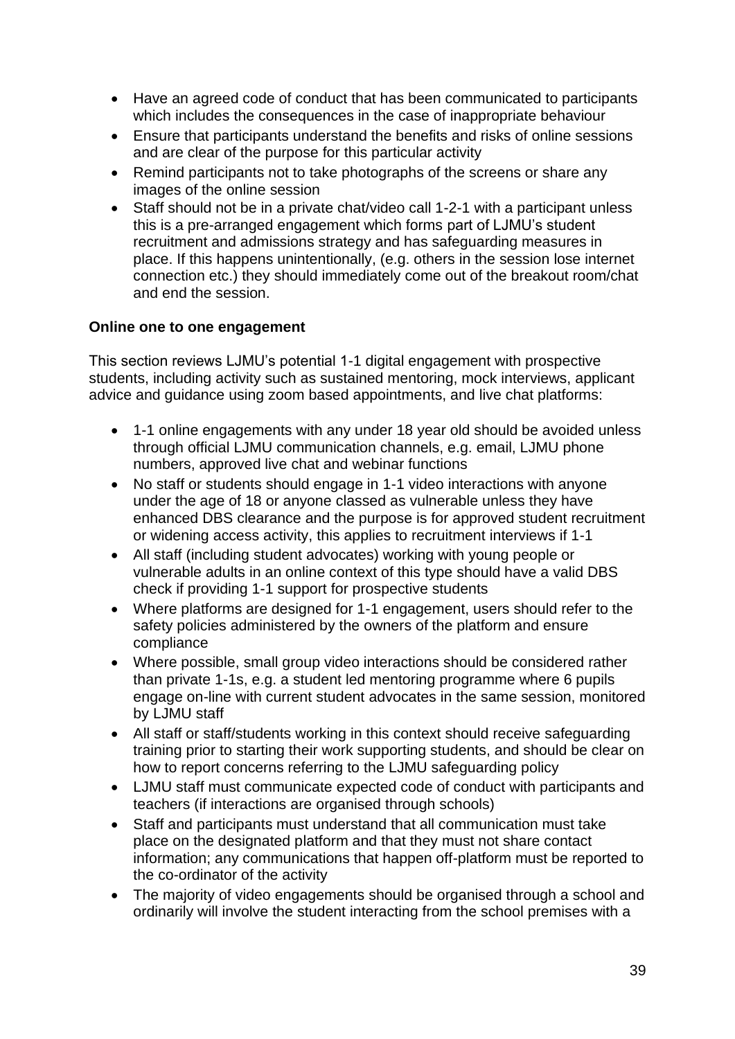- Have an agreed code of conduct that has been communicated to participants which includes the consequences in the case of inappropriate behaviour
- Ensure that participants understand the benefits and risks of online sessions and are clear of the purpose for this particular activity
- Remind participants not to take photographs of the screens or share any images of the online session
- Staff should not be in a private chat/video call 1-2-1 with a participant unless this is a pre-arranged engagement which forms part of LJMU's student recruitment and admissions strategy and has safeguarding measures in place. If this happens unintentionally, (e.g. others in the session lose internet connection etc.) they should immediately come out of the breakout room/chat and end the session.

**Online one to one engagement**

This section reviews LJMU's potential 1-1 digital engagement with prospective students, including activity such as sustained mentoring, mock interviews, applicant advice and guidance using zoom based appointments, and live chat platforms:

- 1-1 online engagements with any under 18 year old should be avoided unless through official LJMU communication channels, e.g. email, LJMU phone numbers, approved live chat and webinar functions
- No staff or students should engage in 1-1 video interactions with anyone under the age of 18 or anyone classed as vulnerable unless they have enhanced DBS clearance and the purpose is for approved student recruitment or widening access activity, this applies to recruitment interviews if 1-1
- All staff (including student advocates) working with young people or vulnerable adults in an online context of this type should have a valid DBS check if providing 1-1 support for prospective students
- Where platforms are designed for 1-1 engagement, users should refer to the safety policies administered by the owners of the platform and ensure compliance
- Where possible, small group video interactions should be considered rather than private 1-1s, e.g. a student led mentoring programme where 6 pupils engage on-line with current student advocates in the same session, monitored by LJMU staff
- All staff or staff/students working in this context should receive safeguarding training prior to starting their work supporting students, and should be clear on how to report concerns referring to the LJMU safeguarding policy
- LJMU staff must communicate expected code of conduct with participants and teachers (if interactions are organised through schools)
- Staff and participants must understand that all communication must take place on the designated platform and that they must not share contact information; any communications that happen off-platform must be reported to the co-ordinator of the activity
- The majority of video engagements should be organised through a school and ordinarily will involve the student interacting from the school premises with a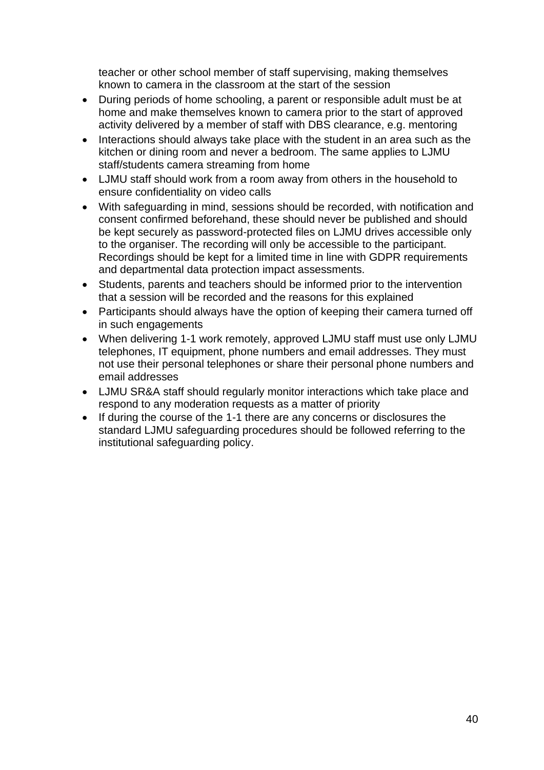teacher or other school member of staff supervising, making themselves known to camera in the classroom at the start of the session

- During periods of home schooling, a parent or responsible adult must be at home and make themselves known to camera prior to the start of approved activity delivered by a member of staff with DBS clearance, e.g. mentoring
- Interactions should always take place with the student in an area such as the kitchen or dining room and never a bedroom. The same applies to LJMU staff/students camera streaming from home
- LJMU staff should work from a room away from others in the household to ensure confidentiality on video calls
- With safeguarding in mind, sessions should be recorded, with notification and consent confirmed beforehand, these should never be published and should be kept securely as password-protected files on LJMU drives accessible only to the organiser. The recording will only be accessible to the participant. Recordings should be kept for a limited time in line with GDPR requirements and departmental data protection impact assessments.
- Students, parents and teachers should be informed prior to the intervention that a session will be recorded and the reasons for this explained
- Participants should always have the option of keeping their camera turned off in such engagements
- When delivering 1-1 work remotely, approved LJMU staff must use only LJMU telephones, IT equipment, phone numbers and email addresses. They must not use their personal telephones or share their personal phone numbers and email addresses
- LJMU SR&A staff should regularly monitor interactions which take place and respond to any moderation requests as a matter of priority
- If during the course of the 1-1 there are any concerns or disclosures the standard LJMU safeguarding procedures should be followed referring to the institutional safeguarding policy.